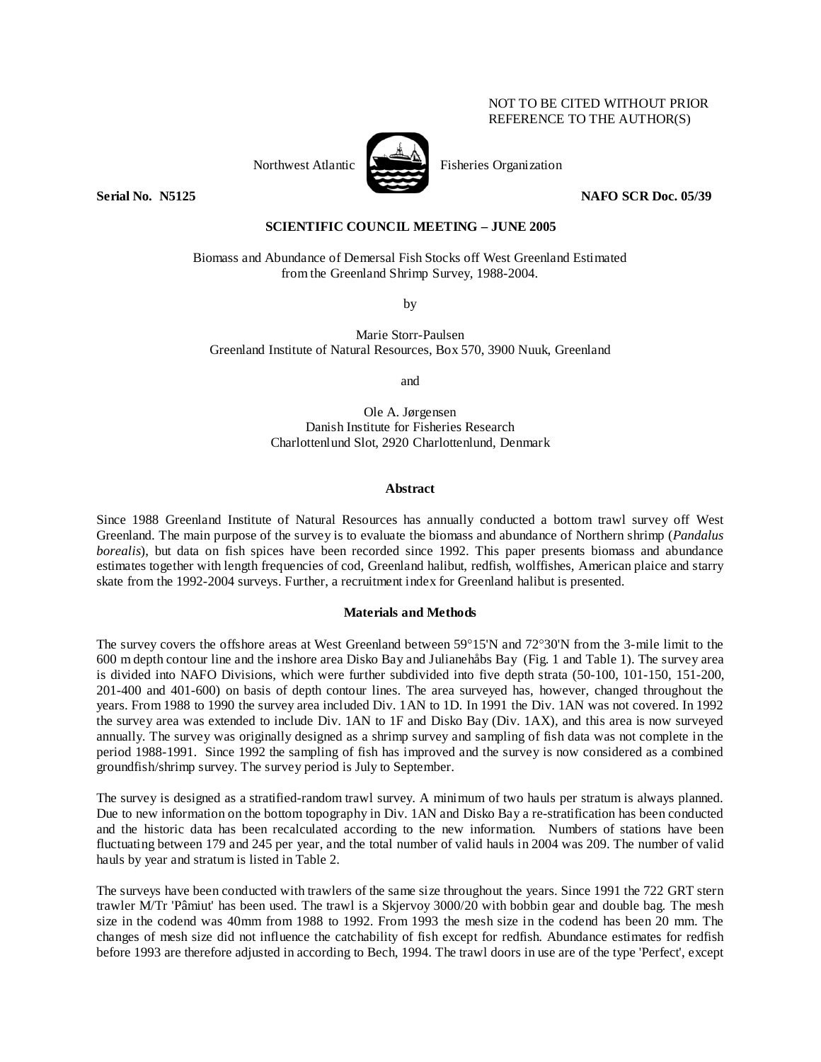NOT TO BE CITED WITHOUT PRIOR REFERENCE TO THE AUTHOR(S)

Northwest Atlantic Fisheries Organization

**Serial No. N5125** **NAFO SCR Doc. 05/39**

**SCIENTIFIC COUNCIL MEETING – JUNE 2005**

Biomass and Abundance of Demersal Fish Stocks off West Greenland Estimated from the Greenland Shrimp Survey, 1988-2004.

by

Marie Storr-Paulsen
Greenland Institute of Natural Resources, Box 570, 3900 Nuuk, Greenland

and

Ole A. Jørgensen
Danish Institute for Fisheries Research
Charlottenlund Slot, 2920 Charlottenlund, Denmark

## Abstract

Since 1988 Greenland Institute of Natural Resources has annually conducted a bottom trawl survey off West Greenland. The main purpose of the survey is to evaluate the biomass and abundance of Northern shrimp (*Pandalus borealis*), but data on fish spices have been recorded since 1992. This paper presents biomass and abundance estimates together with length frequencies of cod, Greenland halibut, redfish, wolffishes, American plaice and starry skate from the 1992-2004 surveys. Further, a recruitment index for Greenland halibut is presented.

## Materials and Methods

The survey covers the offshore areas at West Greenland between 59°15'N and 72°30'N from the 3-mile limit to the 600 m depth contour line and the inshore area Disko Bay and Julianehåbs Bay (Fig. 1 and Table 1). The survey area is divided into NAFO Divisions, which were further subdivided into five depth strata (50-100, 101-150, 151-200, 201-400 and 401-600) on basis of depth contour lines. The area surveyed has, however, changed throughout the years. From 1988 to 1990 the survey area included Div. 1AN to 1D. In 1991 the Div. 1AN was not covered. In 1992 the survey area was extended to include Div. 1AN to 1F and Disko Bay (Div. 1AX), and this area is now surveyed annually. The survey was originally designed as a shrimp survey and sampling of fish data was not complete in the period 1988-1991. Since 1992 the sampling of fish has improved and the survey is now considered as a combined groundfish/shrimp survey. The survey period is July to September.

The survey is designed as a stratified-random trawl survey. A minimum of two hauls per stratum is always planned. Due to new information on the bottom topography in Div. 1AN and Disko Bay a re-stratification has been conducted and the historic data has been recalculated according to the new information. Numbers of stations have been fluctuating between 179 and 245 per year, and the total number of valid hauls in 2004 was 209. The number of valid hauls by year and stratum is listed in Table 2.

The surveys have been conducted with trawlers of the same size throughout the years. Since 1991 the 722 GRT stern trawler M/Tr 'Pâmiut' has been used. The trawl is a Skjervoy 3000/20 with bobbin gear and double bag. The mesh size in the codend was 40mm from 1988 to 1992. From 1993 the mesh size in the codend has been 20 mm. The changes of mesh size did not influence the catchability of fish except for redfish. Abundance estimates for redfish before 1993 are therefore adjusted in according to Bech, 1994. The trawl doors in use are of the type 'Perfect', except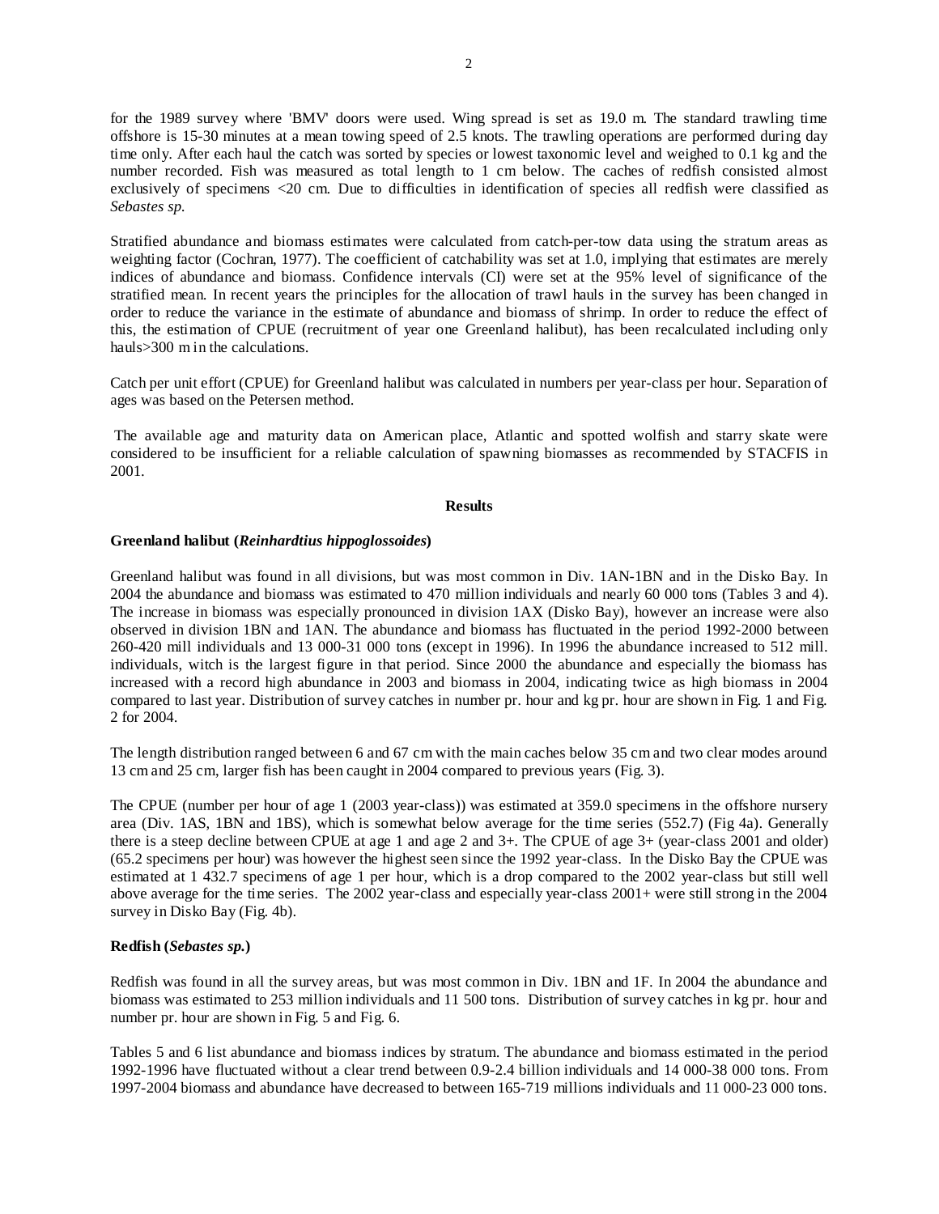for the 1989 survey where 'BMV' doors were used. Wing spread is set as 19.0 m. The standard trawling time offshore is 15-30 minutes at a mean towing speed of 2.5 knots. The trawling operations are performed during day time only. After each haul the catch was sorted by species or lowest taxonomic level and weighed to 0.1 kg and the number recorded. Fish was measured as total length to 1 cm below. The caches of redfish consisted almost exclusively of specimens <20 cm. Due to difficulties in identification of species all redfish were classified as *Sebastes sp.*

Stratified abundance and biomass estimates were calculated from catch-per-tow data using the stratum areas as weighting factor (Cochran, 1977). The coefficient of catchability was set at 1.0, implying that estimates are merely indices of abundance and biomass. Confidence intervals (CI) were set at the 95% level of significance of the stratified mean. In recent years the principles for the allocation of trawl hauls in the survey has been changed in order to reduce the variance in the estimate of abundance and biomass of shrimp. In order to reduce the effect of this, the estimation of CPUE (recruitment of year one Greenland halibut), has been recalculated including only hauls>300 m in the calculations.

Catch per unit effort (CPUE) for Greenland halibut was calculated in numbers per year-class per hour. Separation of ages was based on the Petersen method.

The available age and maturity data on American place, Atlantic and spotted wolfish and starry skate were considered to be insufficient for a reliable calculation of spawning biomasses as recommended by STACFIS in 2001.

## Results

### Greenland halibut (*Reinhardtius hippoglossoides*)

Greenland halibut was found in all divisions, but was most common in Div. 1AN-1BN and in the Disko Bay. In 2004 the abundance and biomass was estimated to 470 million individuals and nearly 60 000 tons (Tables 3 and 4). The increase in biomass was especially pronounced in division 1AX (Disko Bay), however an increase were also observed in division 1BN and 1AN. The abundance and biomass has fluctuated in the period 1992-2000 between 260-420 mill individuals and 13 000-31 000 tons (except in 1996). In 1996 the abundance increased to 512 mill. individuals, witch is the largest figure in that period. Since 2000 the abundance and especially the biomass has increased with a record high abundance in 2003 and biomass in 2004, indicating twice as high biomass in 2004 compared to last year. Distribution of survey catches in number pr. hour and kg pr. hour are shown in Fig. 1 and Fig. 2 for 2004.

The length distribution ranged between 6 and 67 cm with the main caches below 35 cm and two clear modes around 13 cm and 25 cm, larger fish has been caught in 2004 compared to previous years (Fig. 3).

The CPUE (number per hour of age 1 (2003 year-class)) was estimated at 359.0 specimens in the offshore nursery area (Div. 1AS, 1BN and 1BS), which is somewhat below average for the time series (552.7) (Fig 4a). Generally there is a steep decline between CPUE at age 1 and age 2 and 3+. The CPUE of age 3+ (year-class 2001 and older) (65.2 specimens per hour) was however the highest seen since the 1992 year-class. In the Disko Bay the CPUE was estimated at 1 432.7 specimens of age 1 per hour, which is a drop compared to the 2002 year-class but still well above average for the time series. The 2002 year-class and especially year-class 2001+ were still strong in the 2004 survey in Disko Bay (Fig. 4b).

### Redfish (*Sebastes sp.*)

Redfish was found in all the survey areas, but was most common in Div. 1BN and 1F. In 2004 the abundance and biomass was estimated to 253 million individuals and 11 500 tons. Distribution of survey catches in kg pr. hour and number pr. hour are shown in Fig. 5 and Fig. 6.

Tables 5 and 6 list abundance and biomass indices by stratum. The abundance and biomass estimated in the period 1992-1996 have fluctuated without a clear trend between 0.9-2.4 billion individuals and 14 000-38 000 tons. From 1997-2004 biomass and abundance have decreased to between 165-719 millions individuals and 11 000-23 000 tons.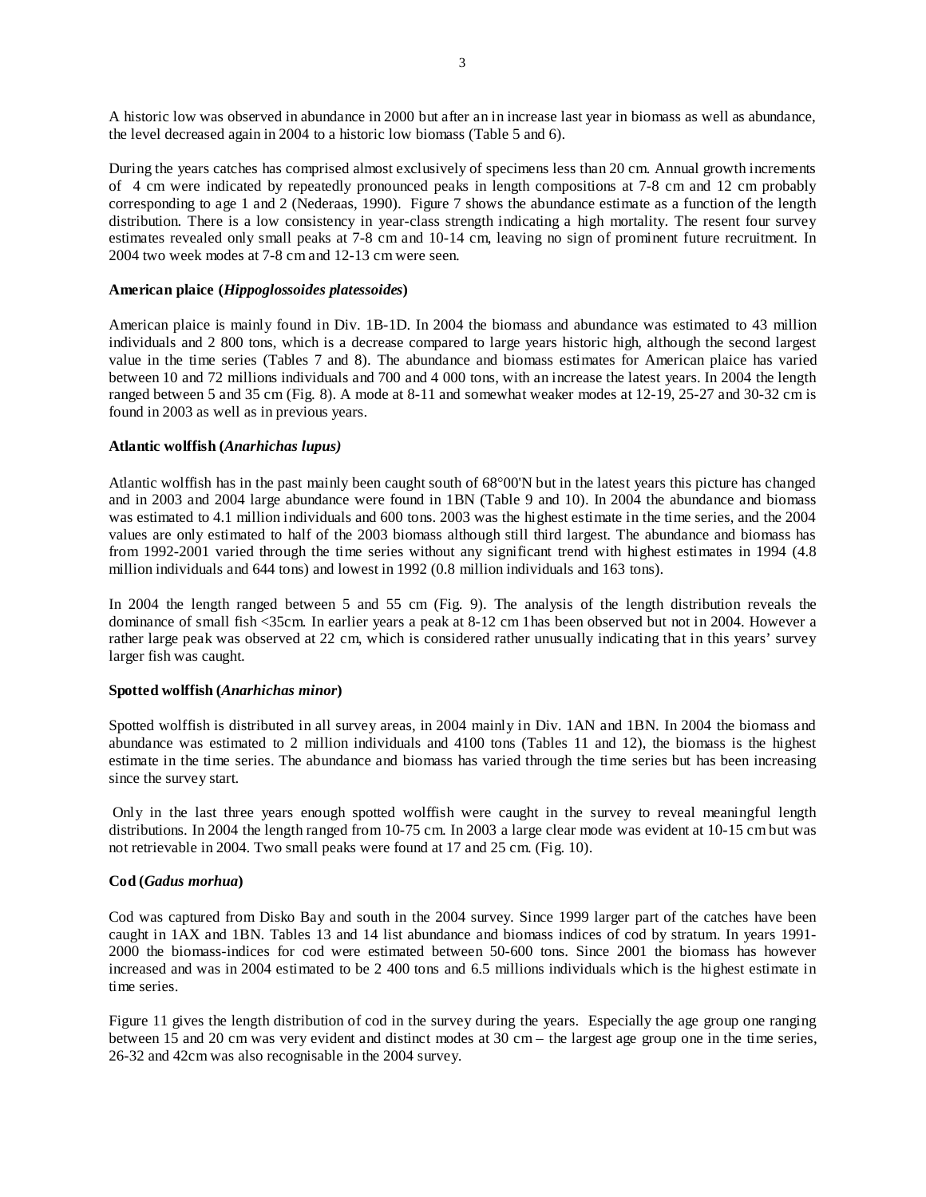A historic low was observed in abundance in 2000 but after an in increase last year in biomass as well as abundance, the level decreased again in 2004 to a historic low biomass (Table 5 and 6).

During the years catches has comprised almost exclusively of specimens less than 20 cm. Annual growth increments of 4 cm were indicated by repeatedly pronounced peaks in length compositions at 7-8 cm and 12 cm probably corresponding to age 1 and 2 (Nederaas, 1990). Figure 7 shows the abundance estimate as a function of the length distribution. There is a low consistency in year-class strength indicating a high mortality. The resent four survey estimates revealed only small peaks at 7-8 cm and 10-14 cm, leaving no sign of prominent future recruitment. In 2004 two week modes at 7-8 cm and 12-13 cm were seen.

**American plaice (*Hippoglossoides platessoides*)**

American plaice is mainly found in Div. 1B-1D. In 2004 the biomass and abundance was estimated to 43 million individuals and 2 800 tons, which is a decrease compared to large years historic high, although the second largest value in the time series (Tables 7 and 8). The abundance and biomass estimates for American plaice has varied between 10 and 72 millions individuals and 700 and 4 000 tons, with an increase the latest years. In 2004 the length ranged between 5 and 35 cm (Fig. 8). A mode at 8-11 and somewhat weaker modes at 12-19, 25-27 and 30-32 cm is found in 2003 as well as in previous years.

**Atlantic wolffish (*Anarhichas lupus)***

Atlantic wolffish has in the past mainly been caught south of 68°00'N but in the latest years this picture has changed and in 2003 and 2004 large abundance were found in 1BN (Table 9 and 10). In 2004 the abundance and biomass was estimated to 4.1 million individuals and 600 tons. 2003 was the highest estimate in the time series, and the 2004 values are only estimated to half of the 2003 biomass although still third largest. The abundance and biomass has from 1992-2001 varied through the time series without any significant trend with highest estimates in 1994 (4.8 million individuals and 644 tons) and lowest in 1992 (0.8 million individuals and 163 tons).

In 2004 the length ranged between 5 and 55 cm (Fig. 9). The analysis of the length distribution reveals the dominance of small fish <35cm. In earlier years a peak at 8-12 cm 1has been observed but not in 2004. However a rather large peak was observed at 22 cm, which is considered rather unusually indicating that in this years' survey larger fish was caught.

**Spotted wolffish (*Anarhichas minor*)**

Spotted wolffish is distributed in all survey areas, in 2004 mainly in Div. 1AN and 1BN. In 2004 the biomass and abundance was estimated to 2 million individuals and 4100 tons (Tables 11 and 12), the biomass is the highest estimate in the time series. The abundance and biomass has varied through the time series but has been increasing since the survey start.

Only in the last three years enough spotted wolffish were caught in the survey to reveal meaningful length distributions. In 2004 the length ranged from 10-75 cm. In 2003 a large clear mode was evident at 10-15 cm but was not retrievable in 2004. Two small peaks were found at 17 and 25 cm. (Fig. 10).

**Cod (*Gadus morhua*)**

Cod was captured from Disko Bay and south in the 2004 survey. Since 1999 larger part of the catches have been caught in 1AX and 1BN. Tables 13 and 14 list abundance and biomass indices of cod by stratum. In years 1991-2000 the biomass-indices for cod were estimated between 50-600 tons. Since 2001 the biomass has however increased and was in 2004 estimated to be 2 400 tons and 6.5 millions individuals which is the highest estimate in time series.

Figure 11 gives the length distribution of cod in the survey during the years. Especially the age group one ranging between 15 and 20 cm was very evident and distinct modes at 30 cm – the largest age group one in the time series, 26-32 and 42cm was also recognisable in the 2004 survey.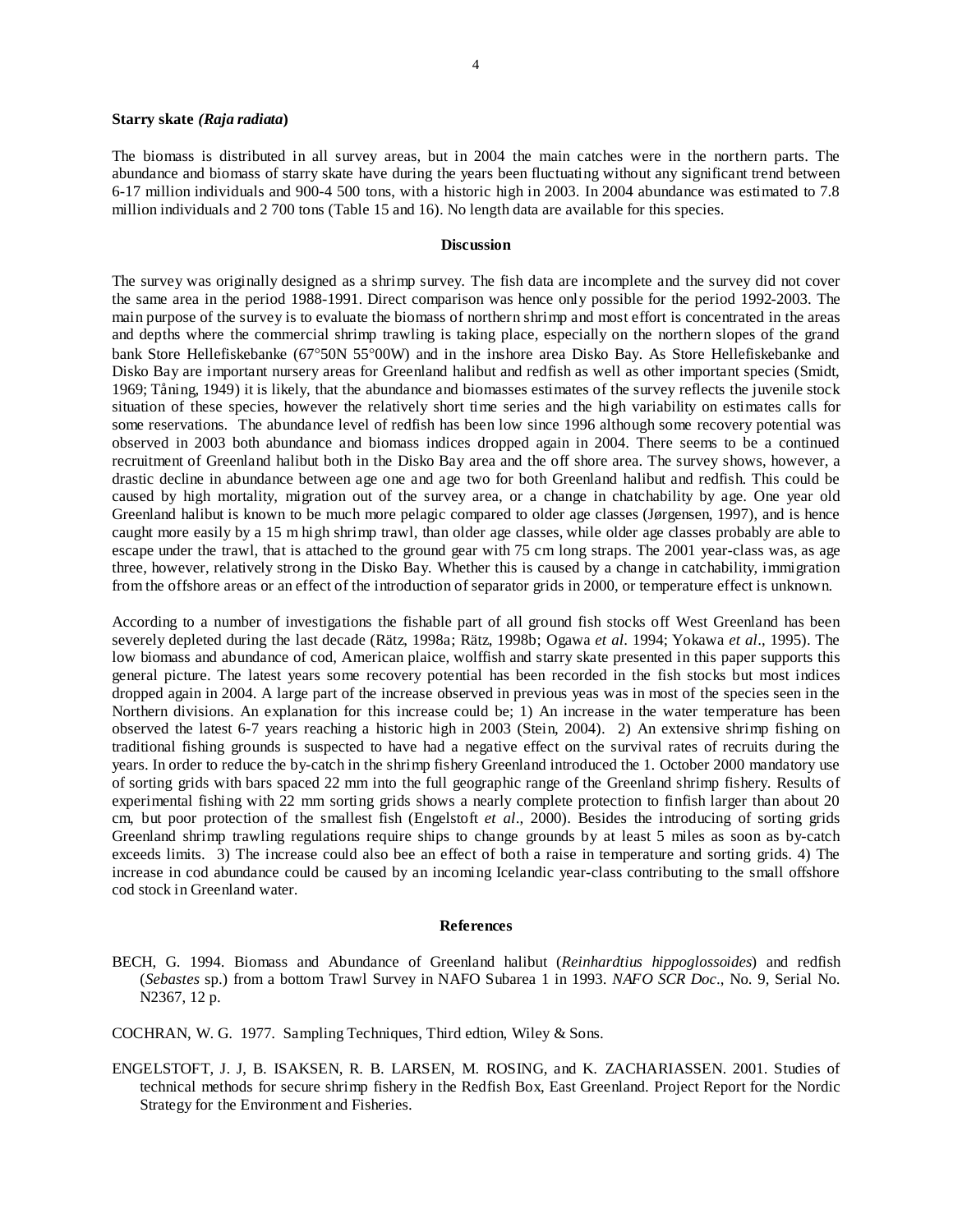**Starry skate *(Raja radiata*)**

The biomass is distributed in all survey areas, but in 2004 the main catches were in the northern parts. The abundance and biomass of starry skate have during the years been fluctuating without any significant trend between 6-17 million individuals and 900-4 500 tons, with a historic high in 2003. In 2004 abundance was estimated to 7.8 million individuals and 2 700 tons (Table 15 and 16). No length data are available for this species.

## Discussion

The survey was originally designed as a shrimp survey. The fish data are incomplete and the survey did not cover the same area in the period 1988-1991. Direct comparison was hence only possible for the period 1992-2003. The main purpose of the survey is to evaluate the biomass of northern shrimp and most effort is concentrated in the areas and depths where the commercial shrimp trawling is taking place, especially on the northern slopes of the grand bank Store Hellefiskebanke (67°50N 55°00W) and in the inshore area Disko Bay. As Store Hellefiskebanke and Disko Bay are important nursery areas for Greenland halibut and redfish as well as other important species (Smidt, 1969; Tåning, 1949) it is likely, that the abundance and biomasses estimates of the survey reflects the juvenile stock situation of these species, however the relatively short time series and the high variability on estimates calls for some reservations. The abundance level of redfish has been low since 1996 although some recovery potential was observed in 2003 both abundance and biomass indices dropped again in 2004. There seems to be a continued recruitment of Greenland halibut both in the Disko Bay area and the off shore area. The survey shows, however, a drastic decline in abundance between age one and age two for both Greenland halibut and redfish. This could be caused by high mortality, migration out of the survey area, or a change in chatchability by age. One year old Greenland halibut is known to be much more pelagic compared to older age classes (Jørgensen, 1997), and is hence caught more easily by a 15 m high shrimp trawl, than older age classes, while older age classes probably are able to escape under the trawl, that is attached to the ground gear with 75 cm long straps. The 2001 year-class was, as age three, however, relatively strong in the Disko Bay. Whether this is caused by a change in catchability, immigration from the offshore areas or an effect of the introduction of separator grids in 2000, or temperature effect is unknown.

According to a number of investigations the fishable part of all ground fish stocks off West Greenland has been severely depleted during the last decade (Rätz, 1998a; Rätz, 1998b; Ogawa *et al*. 1994; Yokawa *et al*., 1995). The low biomass and abundance of cod, American plaice, wolffish and starry skate presented in this paper supports this general picture. The latest years some recovery potential has been recorded in the fish stocks but most indices dropped again in 2004. A large part of the increase observed in previous yeas was in most of the species seen in the Northern divisions. An explanation for this increase could be; 1) An increase in the water temperature has been observed the latest 6-7 years reaching a historic high in 2003 (Stein, 2004). 2) An extensive shrimp fishing on traditional fishing grounds is suspected to have had a negative effect on the survival rates of recruits during the years. In order to reduce the by-catch in the shrimp fishery Greenland introduced the 1. October 2000 mandatory use of sorting grids with bars spaced 22 mm into the full geographic range of the Greenland shrimp fishery. Results of experimental fishing with 22 mm sorting grids shows a nearly complete protection to finfish larger than about 20 cm, but poor protection of the smallest fish (Engelstoft *et al*., 2000). Besides the introducing of sorting grids Greenland shrimp trawling regulations require ships to change grounds by at least 5 miles as soon as by-catch exceeds limits. 3) The increase could also bee an effect of both a raise in temperature and sorting grids. 4) The increase in cod abundance could be caused by an incoming Icelandic year-class contributing to the small offshore cod stock in Greenland water.

## References

BECH, G. 1994. Biomass and Abundance of Greenland halibut (*Reinhardtius hippoglossoides*) and redfish (*Sebastes* sp.) from a bottom Trawl Survey in NAFO Subarea 1 in 1993. *NAFO SCR Doc*., No. 9, Serial No. N2367, 12 p.

COCHRAN, W. G. 1977. Sampling Techniques, Third edtion, Wiley & Sons.

ENGELSTOFT, J. J, B. ISAKSEN, R. B. LARSEN, M. ROSING, and K. ZACHARIASSEN. 2001. Studies of technical methods for secure shrimp fishery in the Redfish Box, East Greenland. Project Report for the Nordic Strategy for the Environment and Fisheries.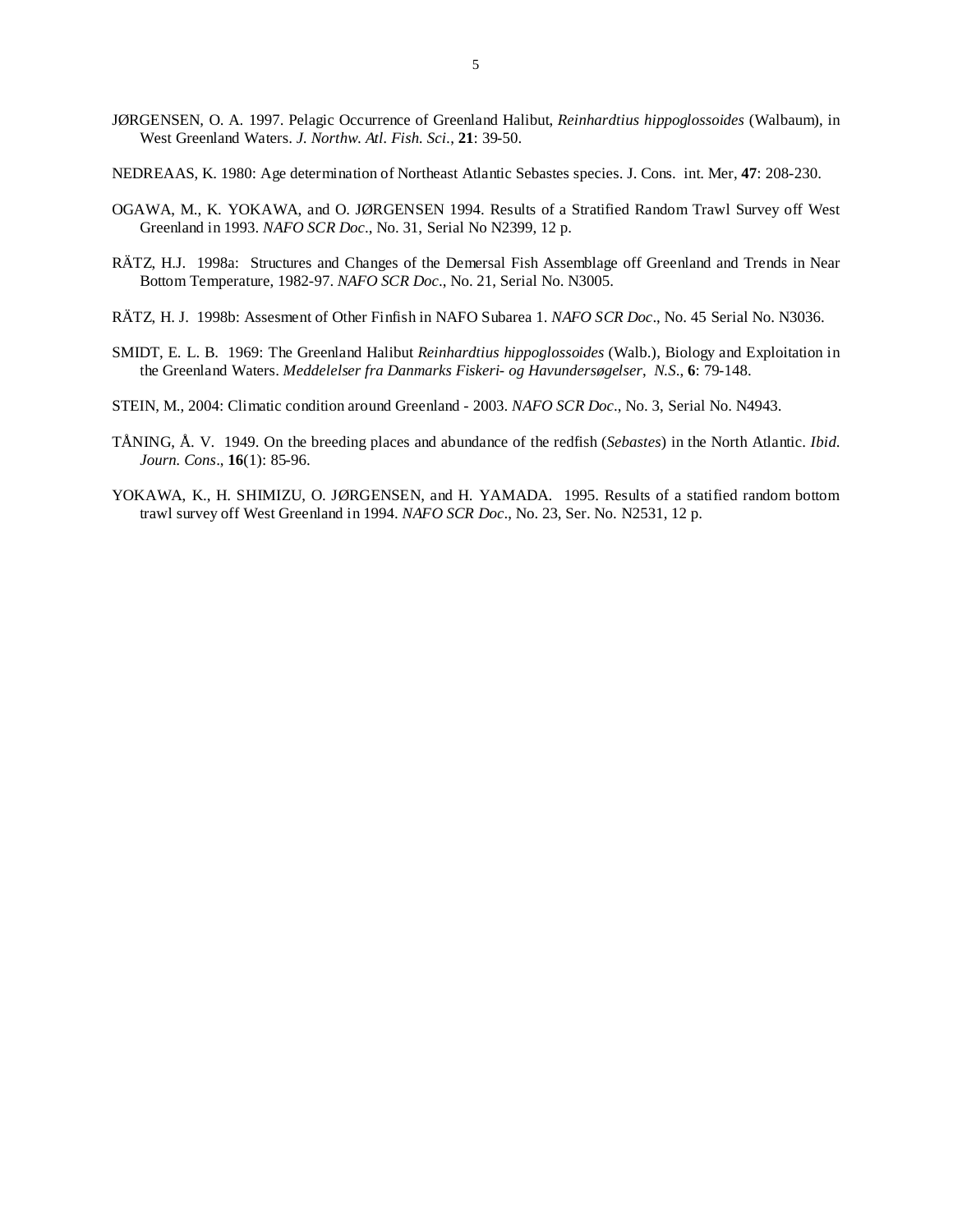JØRGENSEN, O. A. 1997. Pelagic Occurrence of Greenland Halibut, *Reinhardtius hippoglossoides* (Walbaum), in West Greenland Waters. *J. Northw. Atl. Fish. Sci*., **21**: 39-50.

NEDREAAS, K. 1980: Age determination of Northeast Atlantic Sebastes species. J. Cons. int. Mer, **47**: 208-230.

OGAWA, M., K. YOKAWA, and O. JØRGENSEN 1994. Results of a Stratified Random Trawl Survey off West Greenland in 1993. *NAFO SCR Doc*., No. 31, Serial No N2399, 12 p.

RÄTZ, H.J. 1998a: Structures and Changes of the Demersal Fish Assemblage off Greenland and Trends in Near Bottom Temperature, 1982-97. *NAFO SCR Doc*., No. 21, Serial No. N3005.

RÄTZ, H. J. 1998b: Assesment of Other Finfish in NAFO Subarea 1. *NAFO SCR Doc*., No. 45 Serial No. N3036.

SMIDT, E. L. B. 1969: The Greenland Halibut *Reinhardtius hippoglossoides* (Walb.), Biology and Exploitation in the Greenland Waters. *Meddelelser fra Danmarks Fiskeri- og Havundersøgelser, N.S*., **6**: 79-148.

STEIN, M., 2004: Climatic condition around Greenland - 2003. *NAFO SCR Doc*., No. 3, Serial No. N4943.

TÅNING, Å. V. 1949. On the breeding places and abundance of the redfish (*Sebastes*) in the North Atlantic. *Ibid. Journ. Cons*., **16**(1): 85-96.

YOKAWA, K., H. SHIMIZU, O. JØRGENSEN, and H. YAMADA. 1995. Results of a statified random bottom trawl survey off West Greenland in 1994. *NAFO SCR Doc*., No. 23, Ser. No. N2531, 12 p.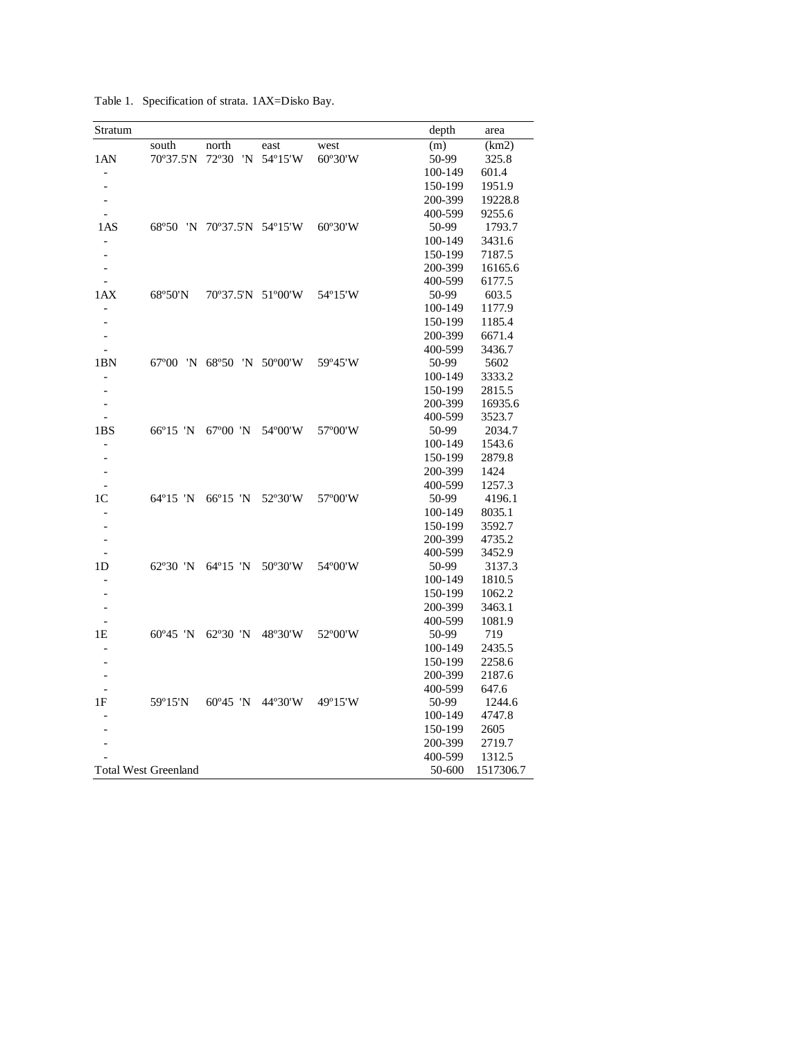Table 1. Specification of strata. 1AX=Disko Bay.

| Stratum | south | north | east | west | depth (m) | area (km2) |
|---|---|---|---|---|---|---|
| 1AN | 70º37.5'N | 72º30 'N | 54º15'W | 60º30'W | 50-99 | 325.8 |
| - | | | | | 100-149 | 601.4 |
| - | | | | | 150-199 | 1951.9 |
| - | | | | | 200-399 | 19228.8 |
| - | | | | | 400-599 | 9255.6 |
| 1AS | 68º50 'N | 70º37.5'N | 54º15'W | 60º30'W | 50-99 | 1793.7 |
| - | | | | | 100-149 | 3431.6 |
| - | | | | | 150-199 | 7187.5 |
| - | | | | | 200-399 | 16165.6 |
| - | | | | | 400-599 | 6177.5 |
| 1AX | 68º50'N | 70º37.5'N | 51º00'W | 54º15'W | 50-99 | 603.5 |
| - | | | | | 100-149 | 1177.9 |
| - | | | | | 150-199 | 1185.4 |
| - | | | | | 200-399 | 6671.4 |
| - | | | | | 400-599 | 3436.7 |
| 1BN | 67º00 'N | 68º50 'N | 50º00'W | 59º45'W | 50-99 | 5602 |
| - | | | | | 100-149 | 3333.2 |
| - | | | | | 150-199 | 2815.5 |
| - | | | | | 200-399 | 16935.6 |
| - | | | | | 400-599 | 3523.7 |
| 1BS | 66º15 'N | 67º00 'N | 54º00'W | 57º00'W | 50-99 | 2034.7 |
| - | | | | | 100-149 | 1543.6 |
| - | | | | | 150-199 | 2879.8 |
| - | | | | | 200-399 | 1424 |
| - | | | | | 400-599 | 1257.3 |
| 1C | 64º15 'N | 66º15 'N | 52º30'W | 57º00'W | 50-99 | 4196.1 |
| - | | | | | 100-149 | 8035.1 |
| - | | | | | 150-199 | 3592.7 |
| - | | | | | 200-399 | 4735.2 |
| - | | | | | 400-599 | 3452.9 |
| 1D | 62º30 'N | 64º15 'N | 50º30'W | 54º00'W | 50-99 | 3137.3 |
| - | | | | | 100-149 | 1810.5 |
| - | | | | | 150-199 | 1062.2 |
| - | | | | | 200-399 | 3463.1 |
| - | | | | | 400-599 | 1081.9 |
| 1E | 60º45 'N | 62º30 'N | 48º30'W | 52º00'W | 50-99 | 719 |
| - | | | | | 100-149 | 2435.5 |
| - | | | | | 150-199 | 2258.6 |
| - | | | | | 200-399 | 2187.6 |
| - | | | | | 400-599 | 647.6 |
| 1F | 59º15'N | 60º45 'N | 44º30'W | 49º15'W | 50-99 | 1244.6 |
| - | | | | | 100-149 | 4747.8 |
| - | | | | | 150-199 | 2605 |
| - | | | | | 200-399 | 2719.7 |
| - | | | | | 400-599 | 1312.5 |
| Total West Greenland | | | | | 50-600 | 1517306.7 |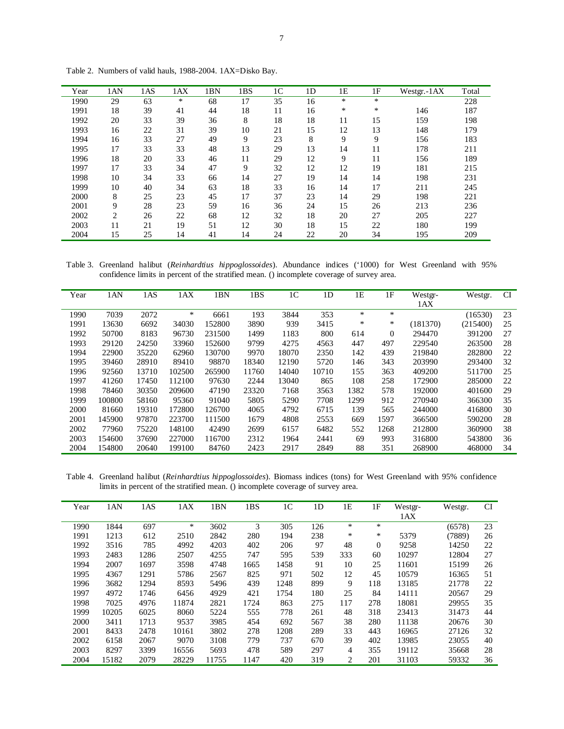Table 2. Numbers of valid hauls, 1988-2004. 1AX=Disko Bay.

| Year | 1AN | 1AS | 1AX | 1BN | 1BS | 1C | 1D | 1E | 1F | Westgr.-1AX | Total |
|---|---|---|---|---|---|---|---|---|---|---|---|
| 1990 | 29 | 63 | * | 68 | 17 | 35 | 16 | * | * | | 228 |
| 1991 | 18 | 39 | 41 | 44 | 18 | 11 | 16 | * | * | 146 | 187 |
| 1992 | 20 | 33 | 39 | 36 | 8 | 18 | 18 | 11 | 15 | 159 | 198 |
| 1993 | 16 | 22 | 31 | 39 | 10 | 21 | 15 | 12 | 13 | 148 | 179 |
| 1994 | 16 | 33 | 27 | 49 | 9 | 23 | 8 | 9 | 9 | 156 | 183 |
| 1995 | 17 | 33 | 33 | 48 | 13 | 29 | 13 | 14 | 11 | 178 | 211 |
| 1996 | 18 | 20 | 33 | 46 | 11 | 29 | 12 | 9 | 11 | 156 | 189 |
| 1997 | 17 | 33 | 34 | 47 | 9 | 32 | 12 | 12 | 19 | 181 | 215 |
| 1998 | 10 | 34 | 33 | 66 | 14 | 27 | 19 | 14 | 14 | 198 | 231 |
| 1999 | 10 | 40 | 34 | 63 | 18 | 33 | 16 | 14 | 17 | 211 | 245 |
| 2000 | 8 | 25 | 23 | 45 | 17 | 37 | 23 | 14 | 29 | 198 | 221 |
| 2001 | 9 | 28 | 23 | 59 | 16 | 36 | 24 | 15 | 26 | 213 | 236 |
| 2002 | 2 | 26 | 22 | 68 | 12 | 32 | 18 | 20 | 27 | 205 | 227 |
| 2003 | 11 | 21 | 19 | 51 | 12 | 30 | 18 | 15 | 22 | 180 | 199 |
| 2004 | 15 | 25 | 14 | 41 | 14 | 24 | 22 | 20 | 34 | 195 | 209 |

Table 3. Greenland halibut (*Reinhardtius hippoglossoides*). Abundance indices ('1000) for West Greenland with 95% confidence limits in percent of the stratified mean. () incomplete coverage of survey area.

| Year | 1AN | 1AS | 1AX | 1BN | 1BS | 1C | 1D | 1E | 1F | Westgr-1AX | Westgr. | CI |
|---|---|---|---|---|---|---|---|---|---|---|---|---|
| 1990 | 7039 | 2072 | * | 6661 | 193 | 3844 | 353 | * | * | | (16530) | 23 |
| 1991 | 13630 | 6692 | 34030 | 152800 | 3890 | 939 | 3415 | * | * | (181370) | (215400) | 25 |
| 1992 | 50700 | 8183 | 96730 | 231500 | 1499 | 1183 | 800 | 614 | 0 | 294470 | 391200 | 27 |
| 1993 | 29120 | 24250 | 33960 | 152600 | 9799 | 4275 | 4563 | 447 | 497 | 229540 | 263500 | 28 |
| 1994 | 22900 | 35220 | 62960 | 130700 | 9970 | 18070 | 2350 | 142 | 439 | 219840 | 282800 | 22 |
| 1995 | 39460 | 28910 | 89410 | 98870 | 18340 | 12190 | 5720 | 146 | 343 | 203990 | 293400 | 32 |
| 1996 | 92560 | 13710 | 102500 | 265900 | 11760 | 14040 | 10710 | 155 | 363 | 409200 | 511700 | 25 |
| 1997 | 41260 | 17450 | 112100 | 97630 | 2244 | 13040 | 865 | 108 | 258 | 172900 | 285000 | 22 |
| 1998 | 78460 | 30350 | 209600 | 47190 | 23320 | 7168 | 3563 | 1382 | 578 | 192000 | 401600 | 29 |
| 1999 | 100800 | 58160 | 95360 | 91040 | 5805 | 5290 | 7708 | 1299 | 912 | 270940 | 366300 | 35 |
| 2000 | 81660 | 19310 | 172800 | 126700 | 4065 | 4792 | 6715 | 139 | 565 | 244000 | 416800 | 30 |
| 2001 | 145900 | 97870 | 223700 | 111500 | 1679 | 4808 | 2553 | 669 | 1597 | 366500 | 590200 | 28 |
| 2002 | 77960 | 75220 | 148100 | 42490 | 2699 | 6157 | 6482 | 552 | 1268 | 212800 | 360900 | 38 |
| 2003 | 154600 | 37690 | 227000 | 116700 | 2312 | 1964 | 2441 | 69 | 993 | 316800 | 543800 | 36 |
| 2004 | 154800 | 20640 | 199100 | 84760 | 2423 | 2917 | 2849 | 88 | 351 | 268900 | 468000 | 34 |

Table 4. Greenland halibut (*Reinhardtius hippoglossoides*). Biomass indices (tons) for West Greenland with 95% confidence limits in percent of the stratified mean. () incomplete coverage of survey area.

| Year | 1AN | 1AS | 1AX | 1BN | 1BS | 1C | 1D | 1E | 1F | Westgr-1AX | Westgr. | CI |
|---|---|---|---|---|---|---|---|---|---|---|---|---|
| 1990 | 1844 | 697 | * | 3602 | 3 | 305 | 126 | * | * | | (6578) | 23 |
| 1991 | 1213 | 612 | 2510 | 2842 | 280 | 194 | 238 | * | * | 5379 | (7889) | 26 |
| 1992 | 3516 | 785 | 4992 | 4203 | 402 | 206 | 97 | 48 | 0 | 9258 | 14250 | 22 |
| 1993 | 2483 | 1286 | 2507 | 4255 | 747 | 595 | 539 | 333 | 60 | 10297 | 12804 | 27 |
| 1994 | 2007 | 1697 | 3598 | 4748 | 1665 | 1458 | 91 | 10 | 25 | 11601 | 15199 | 26 |
| 1995 | 4367 | 1291 | 5786 | 2567 | 825 | 971 | 502 | 12 | 45 | 10579 | 16365 | 51 |
| 1996 | 3682 | 1294 | 8593 | 5496 | 439 | 1248 | 899 | 9 | 118 | 13185 | 21778 | 22 |
| 1997 | 4972 | 1746 | 6456 | 4929 | 421 | 1754 | 180 | 25 | 84 | 14111 | 20567 | 29 |
| 1998 | 7025 | 4976 | 11874 | 2821 | 1724 | 863 | 275 | 117 | 278 | 18081 | 29955 | 35 |
| 1999 | 10205 | 6025 | 8060 | 5224 | 555 | 778 | 261 | 48 | 318 | 23413 | 31473 | 44 |
| 2000 | 3411 | 1713 | 9537 | 3985 | 454 | 692 | 567 | 38 | 280 | 11138 | 20676 | 30 |
| 2001 | 8433 | 2478 | 10161 | 3802 | 278 | 1208 | 289 | 33 | 443 | 16965 | 27126 | 32 |
| 2002 | 6158 | 2067 | 9070 | 3108 | 779 | 737 | 670 | 39 | 402 | 13985 | 23055 | 40 |
| 2003 | 8297 | 3399 | 16556 | 5693 | 478 | 589 | 297 | 4 | 355 | 19112 | 35668 | 28 |
| 2004 | 15182 | 2079 | 28229 | 11755 | 1147 | 420 | 319 | 2 | 201 | 31103 | 59332 | 36 |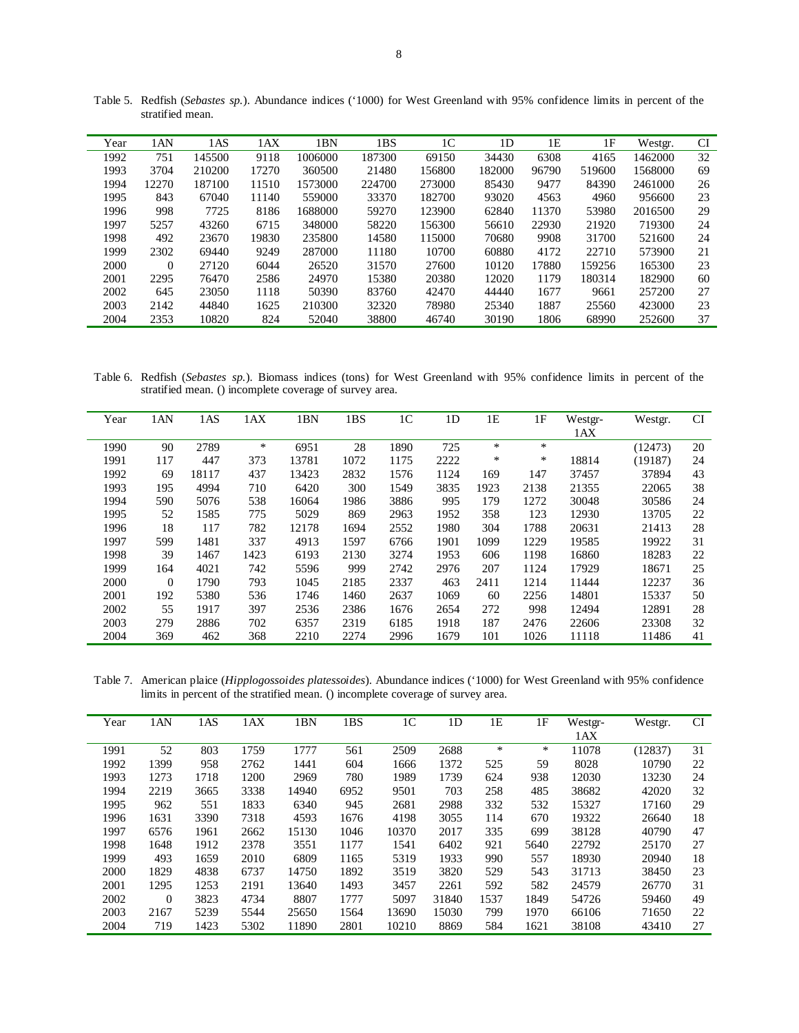Table 5. Redfish (*Sebastes sp.*). Abundance indices ('1000) for West Greenland with 95% confidence limits in percent of the stratified mean.

| Year | 1AN | 1AS | 1AX | 1BN | 1BS | 1C | 1D | 1E | 1F | Westgr. | CI |
|---|---|---|---|---|---|---|---|---|---|---|---|
| 1992 | 751 | 145500 | 9118 | 1006000 | 187300 | 69150 | 34430 | 6308 | 4165 | 1462000 | 32 |
| 1993 | 3704 | 210200 | 17270 | 360500 | 21480 | 156800 | 182000 | 96790 | 519600 | 1568000 | 69 |
| 1994 | 12270 | 187100 | 11510 | 1573000 | 224700 | 273000 | 85430 | 9477 | 84390 | 2461000 | 26 |
| 1995 | 843 | 67040 | 11140 | 559000 | 33370 | 182700 | 93020 | 4563 | 4960 | 956600 | 23 |
| 1996 | 998 | 7725 | 8186 | 1688000 | 59270 | 123900 | 62840 | 11370 | 53980 | 2016500 | 29 |
| 1997 | 5257 | 43260 | 6715 | 348000 | 58220 | 156300 | 56610 | 22930 | 21920 | 719300 | 24 |
| 1998 | 492 | 23670 | 19830 | 235800 | 14580 | 115000 | 70680 | 9908 | 31700 | 521600 | 24 |
| 1999 | 2302 | 69440 | 9249 | 287000 | 11180 | 10700 | 60880 | 4172 | 22710 | 573900 | 21 |
| 2000 | 0 | 27120 | 6044 | 26520 | 31570 | 27600 | 10120 | 17880 | 159256 | 165300 | 23 |
| 2001 | 2295 | 76470 | 2586 | 24970 | 15380 | 20380 | 12020 | 1179 | 180314 | 182900 | 60 |
| 2002 | 645 | 23050 | 1118 | 50390 | 83760 | 42470 | 44440 | 1677 | 9661 | 257200 | 27 |
| 2003 | 2142 | 44840 | 1625 | 210300 | 32320 | 78980 | 25340 | 1887 | 25560 | 423000 | 23 |
| 2004 | 2353 | 10820 | 824 | 52040 | 38800 | 46740 | 30190 | 1806 | 68990 | 252600 | 37 |

Table 6. Redfish (*Sebastes sp.*). Biomass indices (tons) for West Greenland with 95% confidence limits in percent of the stratified mean. () incomplete coverage of survey area.

| Year | 1AN | 1AS | 1AX | 1BN | 1BS | 1C | 1D | 1E | 1F | Westgr-1AX | Westgr. | CI |
|---|---|---|---|---|---|---|---|---|---|---|---|---|
| 1990 | 90 | 2789 | * | 6951 | 28 | 1890 | 725 | * | * | | (12473) | 20 |
| 1991 | 117 | 447 | 373 | 13781 | 1072 | 1175 | 2222 | * | * | 18814 | (19187) | 24 |
| 1992 | 69 | 18117 | 437 | 13423 | 2832 | 1576 | 1124 | 169 | 147 | 37457 | 37894 | 43 |
| 1993 | 195 | 4994 | 710 | 6420 | 300 | 1549 | 3835 | 1923 | 2138 | 21355 | 22065 | 38 |
| 1994 | 590 | 5076 | 538 | 16064 | 1986 | 3886 | 995 | 179 | 1272 | 30048 | 30586 | 24 |
| 1995 | 52 | 1585 | 775 | 5029 | 869 | 2963 | 1952 | 358 | 123 | 12930 | 13705 | 22 |
| 1996 | 18 | 117 | 782 | 12178 | 1694 | 2552 | 1980 | 304 | 1788 | 20631 | 21413 | 28 |
| 1997 | 599 | 1481 | 337 | 4913 | 1597 | 6766 | 1901 | 1099 | 1229 | 19585 | 19922 | 31 |
| 1998 | 39 | 1467 | 1423 | 6193 | 2130 | 3274 | 1953 | 606 | 1198 | 16860 | 18283 | 22 |
| 1999 | 164 | 4021 | 742 | 5596 | 999 | 2742 | 2976 | 207 | 1124 | 17929 | 18671 | 25 |
| 2000 | 0 | 1790 | 793 | 1045 | 2185 | 2337 | 463 | 2411 | 1214 | 11444 | 12237 | 36 |
| 2001 | 192 | 5380 | 536 | 1746 | 1460 | 2637 | 1069 | 60 | 2256 | 14801 | 15337 | 50 |
| 2002 | 55 | 1917 | 397 | 2536 | 2386 | 1676 | 2654 | 272 | 998 | 12494 | 12891 | 28 |
| 2003 | 279 | 2886 | 702 | 6357 | 2319 | 6185 | 1918 | 187 | 2476 | 22606 | 23308 | 32 |
| 2004 | 369 | 462 | 368 | 2210 | 2274 | 2996 | 1679 | 101 | 1026 | 11118 | 11486 | 41 |

Table 7. American plaice (*Hipplogossoides platessoides*). Abundance indices ('1000) for West Greenland with 95% confidence limits in percent of the stratified mean. () incomplete coverage of survey area.

| Year | 1AN | 1AS | 1AX | 1BN | 1BS | 1C | 1D | 1E | 1F | Westgr-1AX | Westgr. | CI |
|---|---|---|---|---|---|---|---|---|---|---|---|---|
| 1991 | 52 | 803 | 1759 | 1777 | 561 | 2509 | 2688 | * | * | 11078 | (12837) | 31 |
| 1992 | 1399 | 958 | 2762 | 1441 | 604 | 1666 | 1372 | 525 | 59 | 8028 | 10790 | 22 |
| 1993 | 1273 | 1718 | 1200 | 2969 | 780 | 1989 | 1739 | 624 | 938 | 12030 | 13230 | 24 |
| 1994 | 2219 | 3665 | 3338 | 14940 | 6952 | 9501 | 703 | 258 | 485 | 38682 | 42020 | 32 |
| 1995 | 962 | 551 | 1833 | 6340 | 945 | 2681 | 2988 | 332 | 532 | 15327 | 17160 | 29 |
| 1996 | 1631 | 3390 | 7318 | 4593 | 1676 | 4198 | 3055 | 114 | 670 | 19322 | 26640 | 18 |
| 1997 | 6576 | 1961 | 2662 | 15130 | 1046 | 10370 | 2017 | 335 | 699 | 38128 | 40790 | 47 |
| 1998 | 1648 | 1912 | 2378 | 3551 | 1177 | 1541 | 6402 | 921 | 5640 | 22792 | 25170 | 27 |
| 1999 | 493 | 1659 | 2010 | 6809 | 1165 | 5319 | 1933 | 990 | 557 | 18930 | 20940 | 18 |
| 2000 | 1829 | 4838 | 6737 | 14750 | 1892 | 3519 | 3820 | 529 | 543 | 31713 | 38450 | 23 |
| 2001 | 1295 | 1253 | 2191 | 13640 | 1493 | 3457 | 2261 | 592 | 582 | 24579 | 26770 | 31 |
| 2002 | 0 | 3823 | 4734 | 8807 | 1777 | 5097 | 31840 | 1537 | 1849 | 54726 | 59460 | 49 |
| 2003 | 2167 | 5239 | 5544 | 25650 | 1564 | 13690 | 15030 | 799 | 1970 | 66106 | 71650 | 22 |
| 2004 | 719 | 1423 | 5302 | 11890 | 2801 | 10210 | 8869 | 584 | 1621 | 38108 | 43410 | 27 |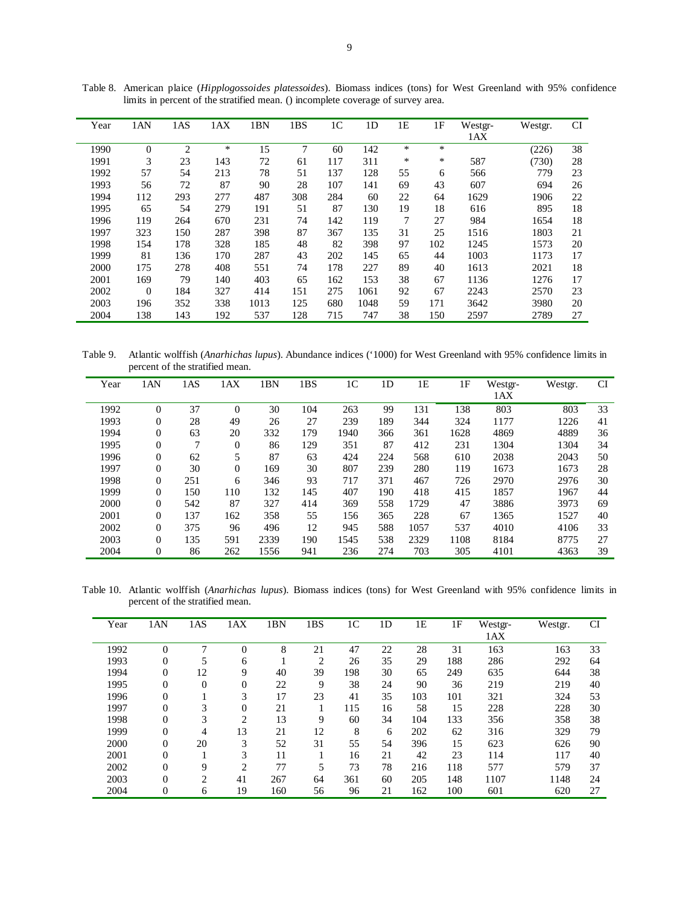Table 8. American plaice (*Hipplogossoides platessoides*). Biomass indices (tons) for West Greenland with 95% confidence limits in percent of the stratified mean. () incomplete coverage of survey area.

| Year | 1AN | 1AS | 1AX | 1BN | 1BS | 1C | 1D | 1E | 1F | Westgr-1AX | Westgr. | CI |
|---|---|---|---|---|---|---|---|---|---|---|---|---|
| 1990 | 0 | 2 | * | 15 | 7 | 60 | 142 | * | * | | (226) | 38 |
| 1991 | 3 | 23 | 143 | 72 | 61 | 117 | 311 | * | * | 587 | (730) | 28 |
| 1992 | 57 | 54 | 213 | 78 | 51 | 137 | 128 | 55 | 6 | 566 | 779 | 23 |
| 1993 | 56 | 72 | 87 | 90 | 28 | 107 | 141 | 69 | 43 | 607 | 694 | 26 |
| 1994 | 112 | 293 | 277 | 487 | 308 | 284 | 60 | 22 | 64 | 1629 | 1906 | 22 |
| 1995 | 65 | 54 | 279 | 191 | 51 | 87 | 130 | 19 | 18 | 616 | 895 | 18 |
| 1996 | 119 | 264 | 670 | 231 | 74 | 142 | 119 | 7 | 27 | 984 | 1654 | 18 |
| 1997 | 323 | 150 | 287 | 398 | 87 | 367 | 135 | 31 | 25 | 1516 | 1803 | 21 |
| 1998 | 154 | 178 | 328 | 185 | 48 | 82 | 398 | 97 | 102 | 1245 | 1573 | 20 |
| 1999 | 81 | 136 | 170 | 287 | 43 | 202 | 145 | 65 | 44 | 1003 | 1173 | 17 |
| 2000 | 175 | 278 | 408 | 551 | 74 | 178 | 227 | 89 | 40 | 1613 | 2021 | 18 |
| 2001 | 169 | 79 | 140 | 403 | 65 | 162 | 153 | 38 | 67 | 1136 | 1276 | 17 |
| 2002 | 0 | 184 | 327 | 414 | 151 | 275 | 1061 | 92 | 67 | 2243 | 2570 | 23 |
| 2003 | 196 | 352 | 338 | 1013 | 125 | 680 | 1048 | 59 | 171 | 3642 | 3980 | 20 |
| 2004 | 138 | 143 | 192 | 537 | 128 | 715 | 747 | 38 | 150 | 2597 | 2789 | 27 |

Table 9. Atlantic wolffish (*Anarhichas lupus*). Abundance indices ('1000) for West Greenland with 95% confidence limits in percent of the stratified mean.

| Year | 1AN | 1AS | 1AX | 1BN | 1BS | 1C | 1D | 1E | 1F | Westgr-1AX | Westgr. | CI |
|---|---|---|---|---|---|---|---|---|---|---|---|---|
| 1992 | 0 | 37 | 0 | 30 | 104 | 263 | 99 | 131 | 138 | 803 | 803 | 33 |
| 1993 | 0 | 28 | 49 | 26 | 27 | 239 | 189 | 344 | 324 | 1177 | 1226 | 41 |
| 1994 | 0 | 63 | 20 | 332 | 179 | 1940 | 366 | 361 | 1628 | 4869 | 4889 | 36 |
| 1995 | 0 | 7 | 0 | 86 | 129 | 351 | 87 | 412 | 231 | 1304 | 1304 | 34 |
| 1996 | 0 | 62 | 5 | 87 | 63 | 424 | 224 | 568 | 610 | 2038 | 2043 | 50 |
| 1997 | 0 | 30 | 0 | 169 | 30 | 807 | 239 | 280 | 119 | 1673 | 1673 | 28 |
| 1998 | 0 | 251 | 6 | 346 | 93 | 717 | 371 | 467 | 726 | 2970 | 2976 | 30 |
| 1999 | 0 | 150 | 110 | 132 | 145 | 407 | 190 | 418 | 415 | 1857 | 1967 | 44 |
| 2000 | 0 | 542 | 87 | 327 | 414 | 369 | 558 | 1729 | 47 | 3886 | 3973 | 69 |
| 2001 | 0 | 137 | 162 | 358 | 55 | 156 | 365 | 228 | 67 | 1365 | 1527 | 40 |
| 2002 | 0 | 375 | 96 | 496 | 12 | 945 | 588 | 1057 | 537 | 4010 | 4106 | 33 |
| 2003 | 0 | 135 | 591 | 2339 | 190 | 1545 | 538 | 2329 | 1108 | 8184 | 8775 | 27 |
| 2004 | 0 | 86 | 262 | 1556 | 941 | 236 | 274 | 703 | 305 | 4101 | 4363 | 39 |

Table 10. Atlantic wolffish (*Anarhichas lupus*). Biomass indices (tons) for West Greenland with 95% confidence limits in percent of the stratified mean.

| Year | 1AN | 1AS | 1AX | 1BN | 1BS | 1C | 1D | 1E | 1F | Westgr-1AX | Westgr. | CI |
|---|---|---|---|---|---|---|---|---|---|---|---|---|
| 1992 | 0 | 7 | 0 | 8 | 21 | 47 | 22 | 28 | 31 | 163 | 163 | 33 |
| 1993 | 0 | 5 | 6 | 1 | 2 | 26 | 35 | 29 | 188 | 286 | 292 | 64 |
| 1994 | 0 | 12 | 9 | 40 | 39 | 198 | 30 | 65 | 249 | 635 | 644 | 38 |
| 1995 | 0 | 0 | 0 | 22 | 9 | 38 | 24 | 90 | 36 | 219 | 219 | 40 |
| 1996 | 0 | 1 | 3 | 17 | 23 | 41 | 35 | 103 | 101 | 321 | 324 | 53 |
| 1997 | 0 | 3 | 0 | 21 | 1 | 115 | 16 | 58 | 15 | 228 | 228 | 30 |
| 1998 | 0 | 3 | 2 | 13 | 9 | 60 | 34 | 104 | 133 | 356 | 358 | 38 |
| 1999 | 0 | 4 | 13 | 21 | 12 | 8 | 6 | 202 | 62 | 316 | 329 | 79 |
| 2000 | 0 | 20 | 3 | 52 | 31 | 55 | 54 | 396 | 15 | 623 | 626 | 90 |
| 2001 | 0 | 1 | 3 | 11 | 1 | 16 | 21 | 42 | 23 | 114 | 117 | 40 |
| 2002 | 0 | 9 | 2 | 77 | 5 | 73 | 78 | 216 | 118 | 577 | 579 | 37 |
| 2003 | 0 | 2 | 41 | 267 | 64 | 361 | 60 | 205 | 148 | 1107 | 1148 | 24 |
| 2004 | 0 | 6 | 19 | 160 | 56 | 96 | 21 | 162 | 100 | 601 | 620 | 27 |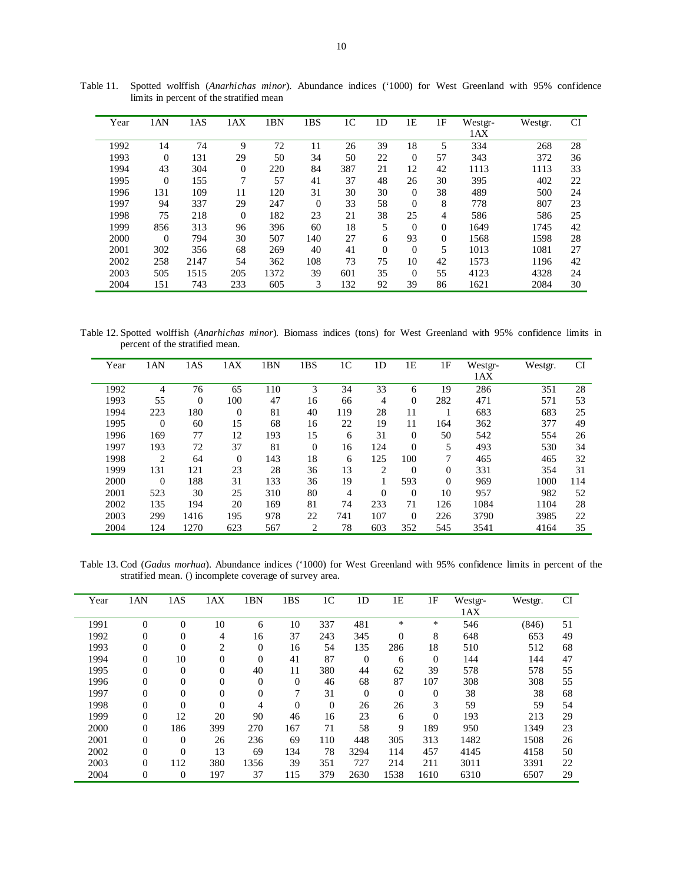Table 11. Spotted wolffish (*Anarhichas minor*). Abundance indices ('1000) for West Greenland with 95% confidence limits in percent of the stratified mean

| Year | 1AN | 1AS | 1AX | 1BN | 1BS | 1C | 1D | 1E | 1F | Westgr-1AX | Westgr. | CI |
|---|---|---|---|---|---|---|---|---|---|---|---|---|
| 1992 | 14 | 74 | 9 | 72 | 11 | 26 | 39 | 18 | 5 | 334 | 268 | 28 |
| 1993 | 0 | 131 | 29 | 50 | 34 | 50 | 22 | 0 | 57 | 343 | 372 | 36 |
| 1994 | 43 | 304 | 0 | 220 | 84 | 387 | 21 | 12 | 42 | 1113 | 1113 | 33 |
| 1995 | 0 | 155 | 7 | 57 | 41 | 37 | 48 | 26 | 30 | 395 | 402 | 22 |
| 1996 | 131 | 109 | 11 | 120 | 31 | 30 | 30 | 0 | 38 | 489 | 500 | 24 |
| 1997 | 94 | 337 | 29 | 247 | 0 | 33 | 58 | 0 | 8 | 778 | 807 | 23 |
| 1998 | 75 | 218 | 0 | 182 | 23 | 21 | 38 | 25 | 4 | 586 | 586 | 25 |
| 1999 | 856 | 313 | 96 | 396 | 60 | 18 | 5 | 0 | 0 | 1649 | 1745 | 42 |
| 2000 | 0 | 794 | 30 | 507 | 140 | 27 | 6 | 93 | 0 | 1568 | 1598 | 28 |
| 2001 | 302 | 356 | 68 | 269 | 40 | 41 | 0 | 0 | 5 | 1013 | 1081 | 27 |
| 2002 | 258 | 2147 | 54 | 362 | 108 | 73 | 75 | 10 | 42 | 1573 | 1196 | 42 |
| 2003 | 505 | 1515 | 205 | 1372 | 39 | 601 | 35 | 0 | 55 | 4123 | 4328 | 24 |
| 2004 | 151 | 743 | 233 | 605 | 3 | 132 | 92 | 39 | 86 | 1621 | 2084 | 30 |

Table 12. Spotted wolffish (*Anarhichas minor*). Biomass indices (tons) for West Greenland with 95% confidence limits in percent of the stratified mean.

| Year | 1AN | 1AS | 1AX | 1BN | 1BS | 1C | 1D | 1E | 1F | Westgr-1AX | Westgr. | CI |
|---|---|---|---|---|---|---|---|---|---|---|---|---|
| 1992 | 4 | 76 | 65 | 110 | 3 | 34 | 33 | 6 | 19 | 286 | 351 | 28 |
| 1993 | 55 | 0 | 100 | 47 | 16 | 66 | 4 | 0 | 282 | 471 | 571 | 53 |
| 1994 | 223 | 180 | 0 | 81 | 40 | 119 | 28 | 11 | 1 | 683 | 683 | 25 |
| 1995 | 0 | 60 | 15 | 68 | 16 | 22 | 19 | 11 | 164 | 362 | 377 | 49 |
| 1996 | 169 | 77 | 12 | 193 | 15 | 6 | 31 | 0 | 50 | 542 | 554 | 26 |
| 1997 | 193 | 72 | 37 | 81 | 0 | 16 | 124 | 0 | 5 | 493 | 530 | 34 |
| 1998 | 2 | 64 | 0 | 143 | 18 | 6 | 125 | 100 | 7 | 465 | 465 | 32 |
| 1999 | 131 | 121 | 23 | 28 | 36 | 13 | 2 | 0 | 0 | 331 | 354 | 31 |
| 2000 | 0 | 188 | 31 | 133 | 36 | 19 | 1 | 593 | 0 | 969 | 1000 | 114 |
| 2001 | 523 | 30 | 25 | 310 | 80 | 4 | 0 | 0 | 10 | 957 | 982 | 52 |
| 2002 | 135 | 194 | 20 | 169 | 81 | 74 | 233 | 71 | 126 | 1084 | 1104 | 28 |
| 2003 | 299 | 1416 | 195 | 978 | 22 | 741 | 107 | 0 | 226 | 3790 | 3985 | 22 |
| 2004 | 124 | 1270 | 623 | 567 | 2 | 78 | 603 | 352 | 545 | 3541 | 4164 | 35 |

Table 13. Cod (*Gadus morhua*). Abundance indices ('1000) for West Greenland with 95% confidence limits in percent of the stratified mean. () incomplete coverage of survey area.

| Year | 1AN | 1AS | 1AX | 1BN | 1BS | 1C | 1D | 1E | 1F | Westgr-1AX | Westgr. | CI |
|---|---|---|---|---|---|---|---|---|---|---|---|---|
| 1991 | 0 | 0 | 10 | 6 | 10 | 337 | 481 | * | * | 546 | (846) | 51 |
| 1992 | 0 | 0 | 4 | 16 | 37 | 243 | 345 | 0 | 8 | 648 | 653 | 49 |
| 1993 | 0 | 0 | 2 | 0 | 16 | 54 | 135 | 286 | 18 | 510 | 512 | 68 |
| 1994 | 0 | 10 | 0 | 0 | 41 | 87 | 0 | 6 | 0 | 144 | 144 | 47 |
| 1995 | 0 | 0 | 0 | 40 | 11 | 380 | 44 | 62 | 39 | 578 | 578 | 55 |
| 1996 | 0 | 0 | 0 | 0 | 0 | 46 | 68 | 87 | 107 | 308 | 308 | 55 |
| 1997 | 0 | 0 | 0 | 0 | 7 | 31 | 0 | 0 | 0 | 38 | 38 | 68 |
| 1998 | 0 | 0 | 0 | 4 | 0 | 0 | 26 | 26 | 3 | 59 | 59 | 54 |
| 1999 | 0 | 12 | 20 | 90 | 46 | 16 | 23 | 6 | 0 | 193 | 213 | 29 |
| 2000 | 0 | 186 | 399 | 270 | 167 | 71 | 58 | 9 | 189 | 950 | 1349 | 23 |
| 2001 | 0 | 0 | 26 | 236 | 69 | 110 | 448 | 305 | 313 | 1482 | 1508 | 26 |
| 2002 | 0 | 0 | 13 | 69 | 134 | 78 | 3294 | 114 | 457 | 4145 | 4158 | 50 |
| 2003 | 0 | 112 | 380 | 1356 | 39 | 351 | 727 | 214 | 211 | 3011 | 3391 | 22 |
| 2004 | 0 | 0 | 197 | 37 | 115 | 379 | 2630 | 1538 | 1610 | 6310 | 6507 | 29 |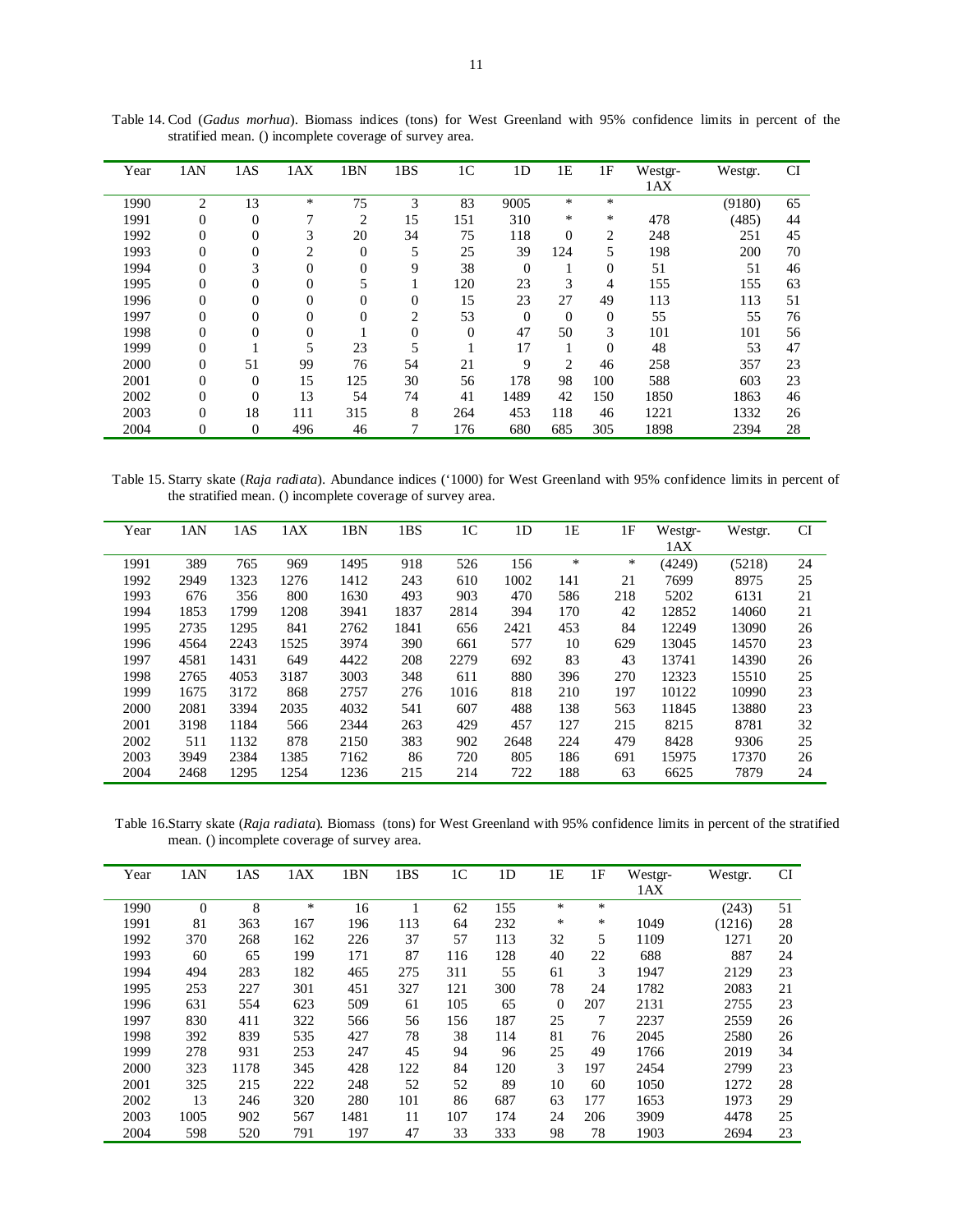Table 14. Cod (*Gadus morhua*). Biomass indices (tons) for West Greenland with 95% confidence limits in percent of the stratified mean. () incomplete coverage of survey area.

| Year | 1AN | 1AS | 1AX | 1BN | 1BS | 1C | 1D | 1E | 1F | Westgr-1AX | Westgr. | CI |
|---|---|---|---|---|---|---|---|---|---|---|---|---|
| 1990 | 2 | 13 | * | 75 | 3 | 83 | 9005 | * | * | | (9180) | 65 |
| 1991 | 0 | 0 | 7 | 2 | 15 | 151 | 310 | * | * | 478 | (485) | 44 |
| 1992 | 0 | 0 | 3 | 20 | 34 | 75 | 118 | 0 | 2 | 248 | 251 | 45 |
| 1993 | 0 | 0 | 2 | 0 | 5 | 25 | 39 | 124 | 5 | 198 | 200 | 70 |
| 1994 | 0 | 3 | 0 | 0 | 9 | 38 | 0 | 1 | 0 | 51 | 51 | 46 |
| 1995 | 0 | 0 | 0 | 5 | 1 | 120 | 23 | 3 | 4 | 155 | 155 | 63 |
| 1996 | 0 | 0 | 0 | 0 | 0 | 15 | 23 | 27 | 49 | 113 | 113 | 51 |
| 1997 | 0 | 0 | 0 | 0 | 2 | 53 | 0 | 0 | 0 | 55 | 55 | 76 |
| 1998 | 0 | 0 | 0 | 1 | 0 | 0 | 47 | 50 | 3 | 101 | 101 | 56 |
| 1999 | 0 | 1 | 5 | 23 | 5 | 1 | 17 | 1 | 0 | 48 | 53 | 47 |
| 2000 | 0 | 51 | 99 | 76 | 54 | 21 | 9 | 2 | 46 | 258 | 357 | 23 |
| 2001 | 0 | 0 | 15 | 125 | 30 | 56 | 178 | 98 | 100 | 588 | 603 | 23 |
| 2002 | 0 | 0 | 13 | 54 | 74 | 41 | 1489 | 42 | 150 | 1850 | 1863 | 46 |
| 2003 | 0 | 18 | 111 | 315 | 8 | 264 | 453 | 118 | 46 | 1221 | 1332 | 26 |
| 2004 | 0 | 0 | 496 | 46 | 7 | 176 | 680 | 685 | 305 | 1898 | 2394 | 28 |

Table 15. Starry skate (*Raja radiata*). Abundance indices ('1000) for West Greenland with 95% confidence limits in percent of the stratified mean. () incomplete coverage of survey area.

| Year | 1AN | 1AS | 1AX | 1BN | 1BS | 1C | 1D | 1E | 1F | Westgr-1AX | Westgr. | CI |
|---|---|---|---|---|---|---|---|---|---|---|---|---|
| 1991 | 389 | 765 | 969 | 1495 | 918 | 526 | 156 | * | * | (4249) | (5218) | 24 |
| 1992 | 2949 | 1323 | 1276 | 1412 | 243 | 610 | 1002 | 141 | 21 | 7699 | 8975 | 25 |
| 1993 | 676 | 356 | 800 | 1630 | 493 | 903 | 470 | 586 | 218 | 5202 | 6131 | 21 |
| 1994 | 1853 | 1799 | 1208 | 3941 | 1837 | 2814 | 394 | 170 | 42 | 12852 | 14060 | 21 |
| 1995 | 2735 | 1295 | 841 | 2762 | 1841 | 656 | 2421 | 453 | 84 | 12249 | 13090 | 26 |
| 1996 | 4564 | 2243 | 1525 | 3974 | 390 | 661 | 577 | 10 | 629 | 13045 | 14570 | 23 |
| 1997 | 4581 | 1431 | 649 | 4422 | 208 | 2279 | 692 | 83 | 43 | 13741 | 14390 | 26 |
| 1998 | 2765 | 4053 | 3187 | 3003 | 348 | 611 | 880 | 396 | 270 | 12323 | 15510 | 25 |
| 1999 | 1675 | 3172 | 868 | 2757 | 276 | 1016 | 818 | 210 | 197 | 10122 | 10990 | 23 |
| 2000 | 2081 | 3394 | 2035 | 4032 | 541 | 607 | 488 | 138 | 563 | 11845 | 13880 | 23 |
| 2001 | 3198 | 1184 | 566 | 2344 | 263 | 429 | 457 | 127 | 215 | 8215 | 8781 | 32 |
| 2002 | 511 | 1132 | 878 | 2150 | 383 | 902 | 2648 | 224 | 479 | 8428 | 9306 | 25 |
| 2003 | 3949 | 2384 | 1385 | 7162 | 86 | 720 | 805 | 186 | 691 | 15975 | 17370 | 26 |
| 2004 | 2468 | 1295 | 1254 | 1236 | 215 | 214 | 722 | 188 | 63 | 6625 | 7879 | 24 |

Table 16. Starry skate (*Raja radiata*). Biomass (tons) for West Greenland with 95% confidence limits in percent of the stratified mean. () incomplete coverage of survey area.

| Year | 1AN | 1AS | 1AX | 1BN | 1BS | 1C | 1D | 1E | 1F | Westgr-1AX | Westgr. | CI |
|---|---|---|---|---|---|---|---|---|---|---|---|---|
| 1990 | 0 | 8 | * | 16 | 1 | 62 | 155 | * | * | | (243) | 51 |
| 1991 | 81 | 363 | 167 | 196 | 113 | 64 | 232 | * | * | 1049 | (1216) | 28 |
| 1992 | 370 | 268 | 162 | 226 | 37 | 57 | 113 | 32 | 5 | 1109 | 1271 | 20 |
| 1993 | 60 | 65 | 199 | 171 | 87 | 116 | 128 | 40 | 22 | 688 | 887 | 24 |
| 1994 | 494 | 283 | 182 | 465 | 275 | 311 | 55 | 61 | 3 | 1947 | 2129 | 23 |
| 1995 | 253 | 227 | 301 | 451 | 327 | 121 | 300 | 78 | 24 | 1782 | 2083 | 21 |
| 1996 | 631 | 554 | 623 | 509 | 61 | 105 | 65 | 0 | 207 | 2131 | 2755 | 23 |
| 1997 | 830 | 411 | 322 | 566 | 56 | 156 | 187 | 25 | 7 | 2237 | 2559 | 26 |
| 1998 | 392 | 839 | 535 | 427 | 78 | 38 | 114 | 81 | 76 | 2045 | 2580 | 26 |
| 1999 | 278 | 931 | 253 | 247 | 45 | 94 | 96 | 25 | 49 | 1766 | 2019 | 34 |
| 2000 | 323 | 1178 | 345 | 428 | 122 | 84 | 120 | 3 | 197 | 2454 | 2799 | 23 |
| 2001 | 325 | 215 | 222 | 248 | 52 | 52 | 89 | 10 | 60 | 1050 | 1272 | 28 |
| 2002 | 13 | 246 | 320 | 280 | 101 | 86 | 687 | 63 | 177 | 1653 | 1973 | 29 |
| 2003 | 1005 | 902 | 567 | 1481 | 11 | 107 | 174 | 24 | 206 | 3909 | 4478 | 25 |
| 2004 | 598 | 520 | 791 | 197 | 47 | 33 | 333 | 98 | 78 | 1903 | 2694 | 23 |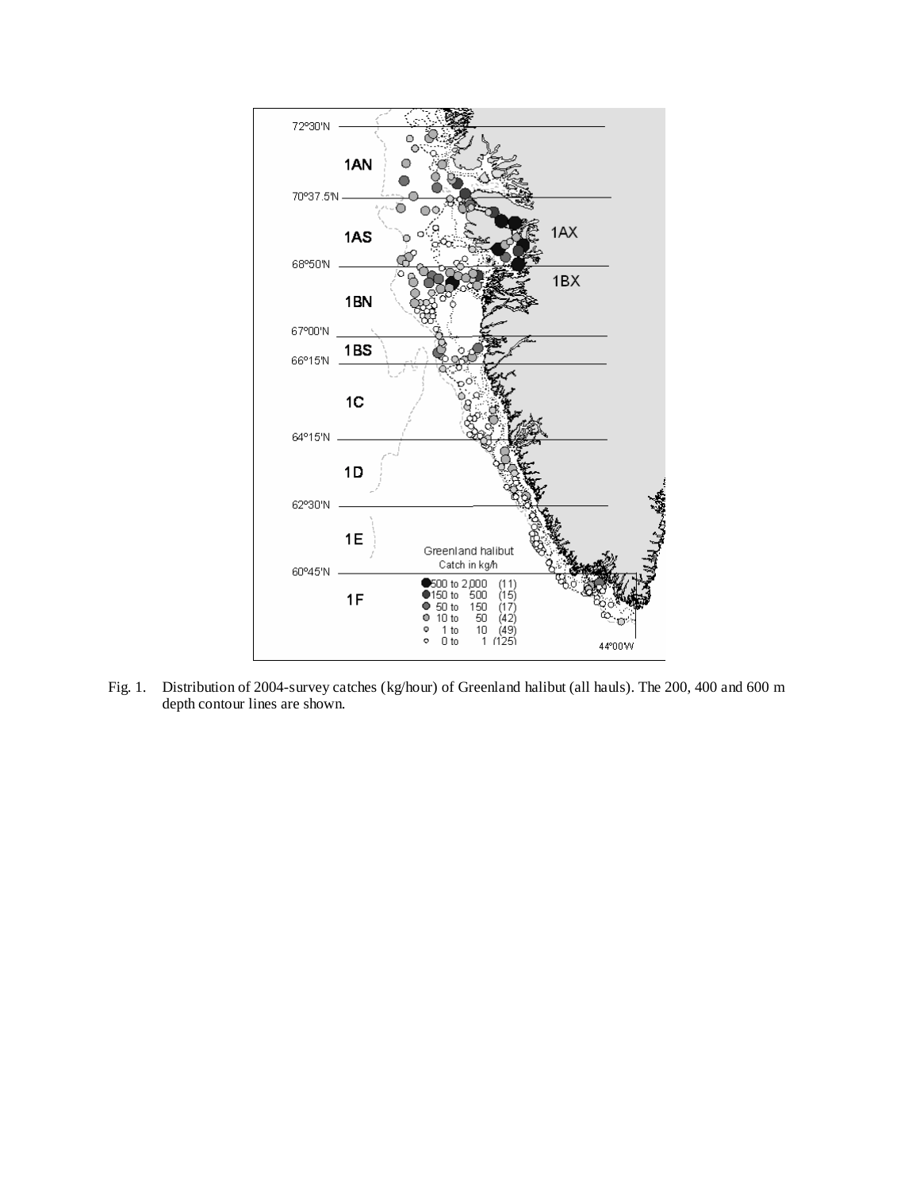Fig. 1. Distribution of 2004-survey catches (kg/hour) of Greenland halibut (all hauls). The 200, 400 and 600 m depth contour lines are shown.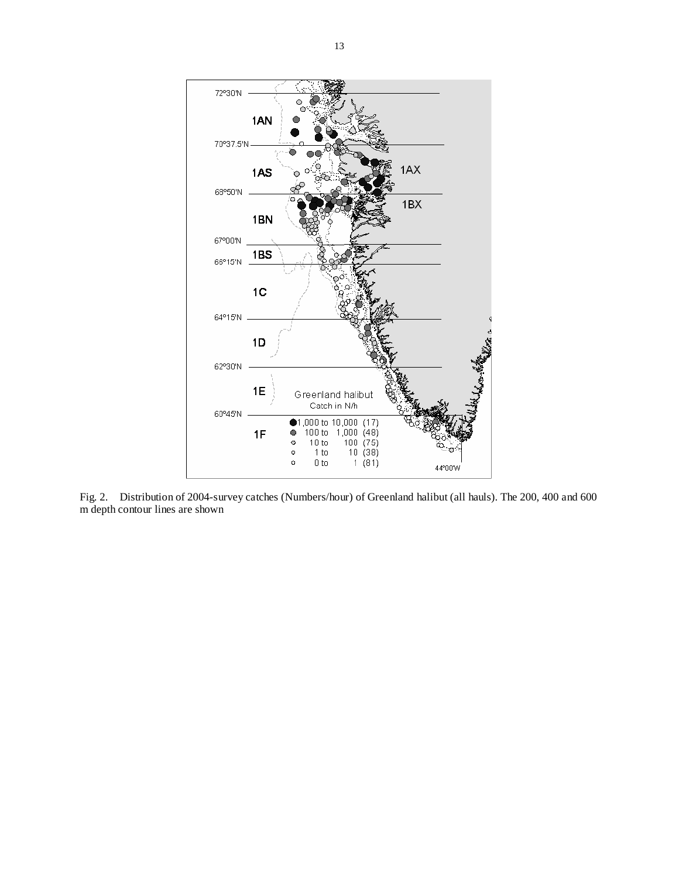Fig. 2. Distribution of 2004-survey catches (Numbers/hour) of Greenland halibut (all hauls). The 200, 400 and 600 m depth contour lines are shown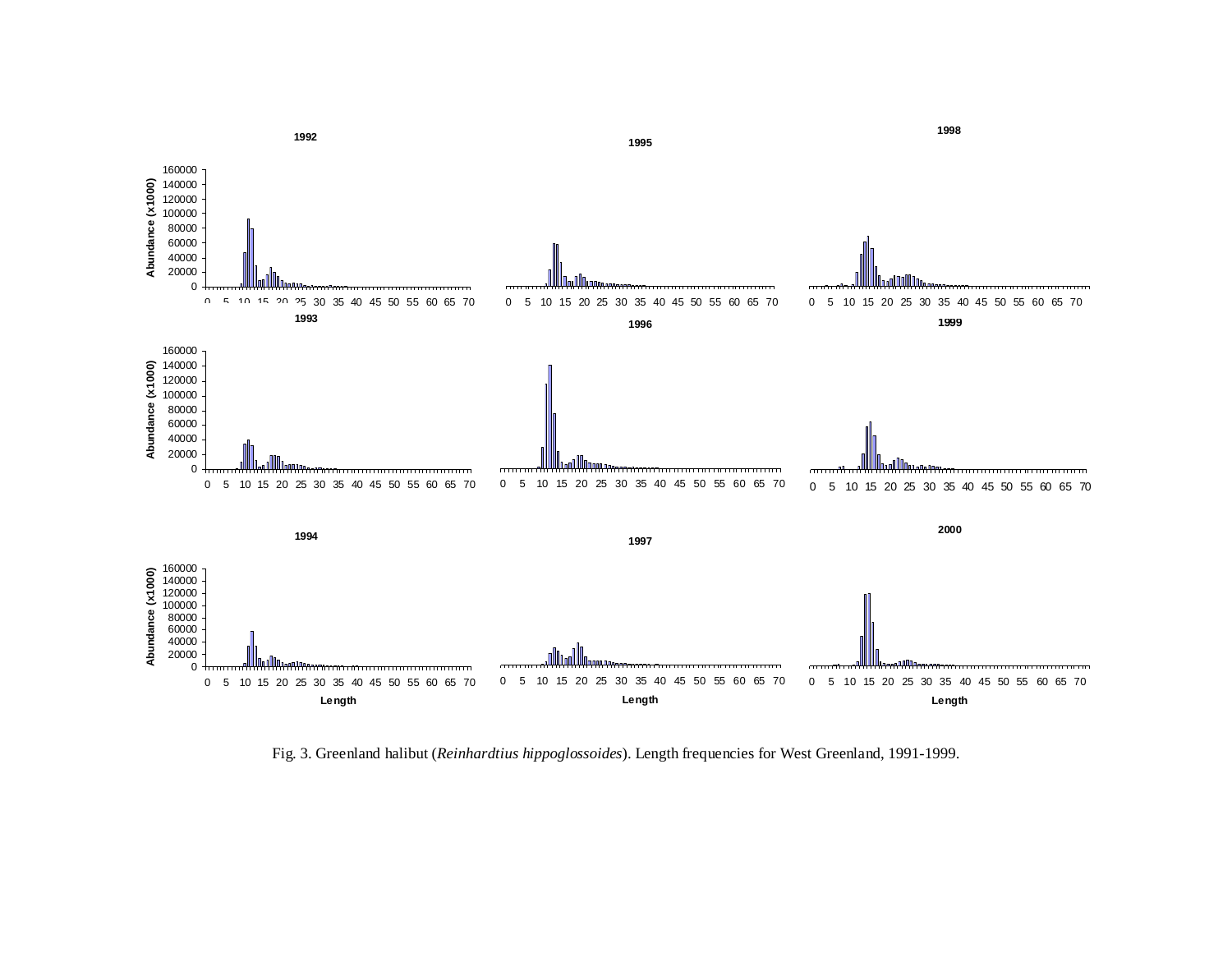Fig. 3. Greenland halibut (*Reinhardtius hippoglossoides*). Length frequencies for West Greenland, 1991-1999.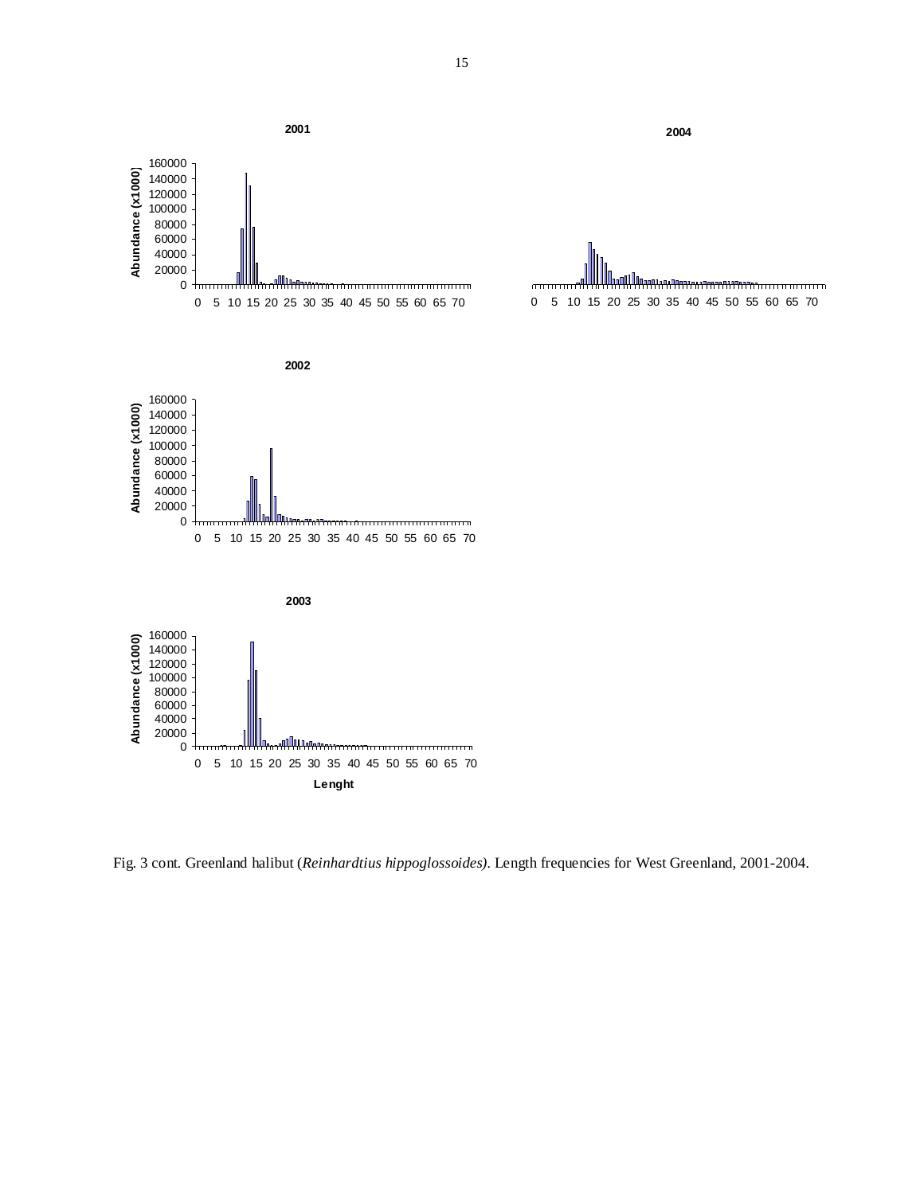Fig. 3 cont. Greenland halibut (*Reinhardtius hippoglossoides)*. Length frequencies for West Greenland, 2001-2004.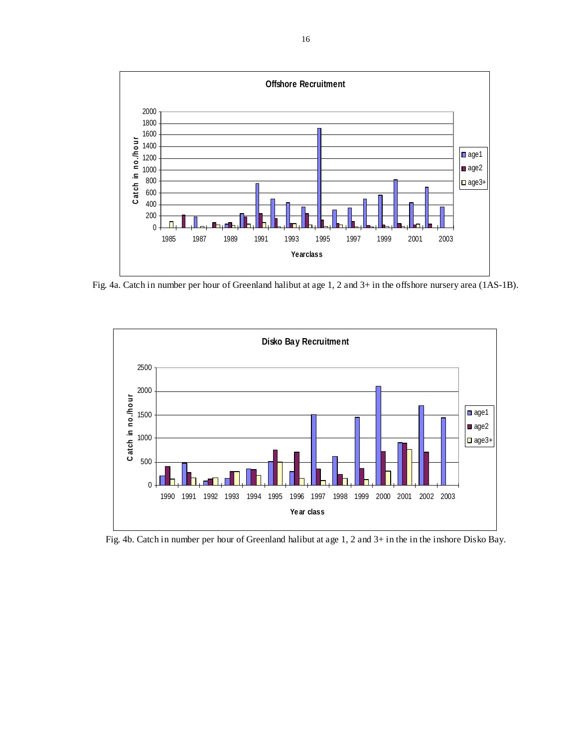Fig. 4a. Catch in number per hour of Greenland halibut at age 1, 2 and 3+ in the offshore nursery area (1AS-1B).

Fig. 4b. Catch in number per hour of Greenland halibut at age 1, 2 and 3+ in the in the inshore Disko Bay.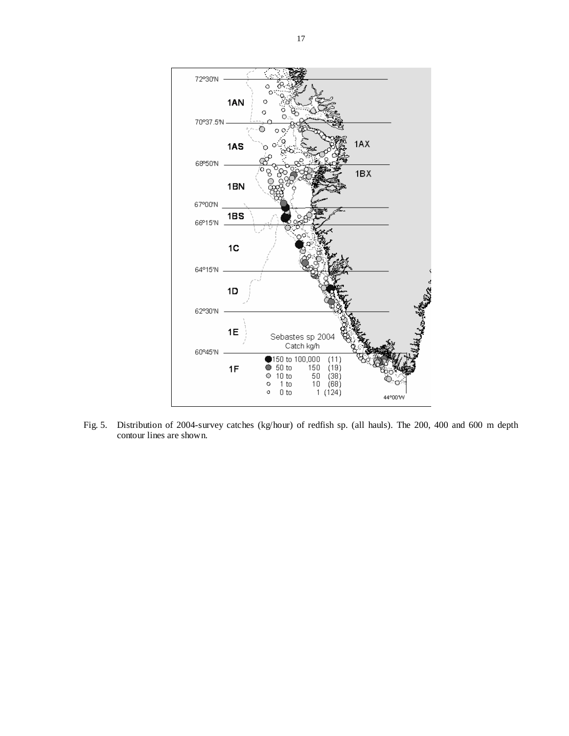Fig. 5. Distribution of 2004-survey catches (kg/hour) of redfish sp. (all hauls). The 200, 400 and 600 m depth contour lines are shown.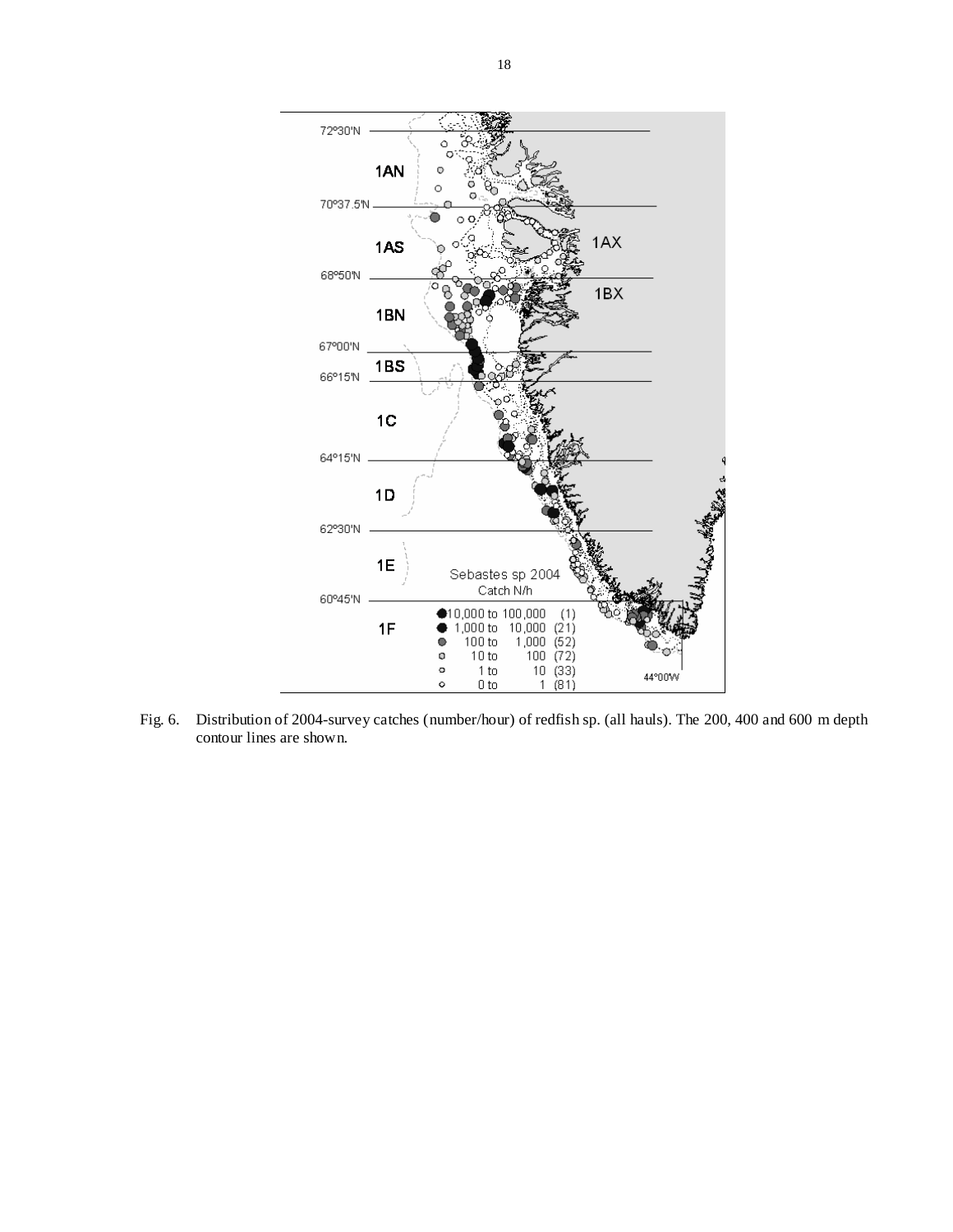Fig. 6. Distribution of 2004-survey catches (number/hour) of redfish sp. (all hauls). The 200, 400 and 600 m depth contour lines are shown.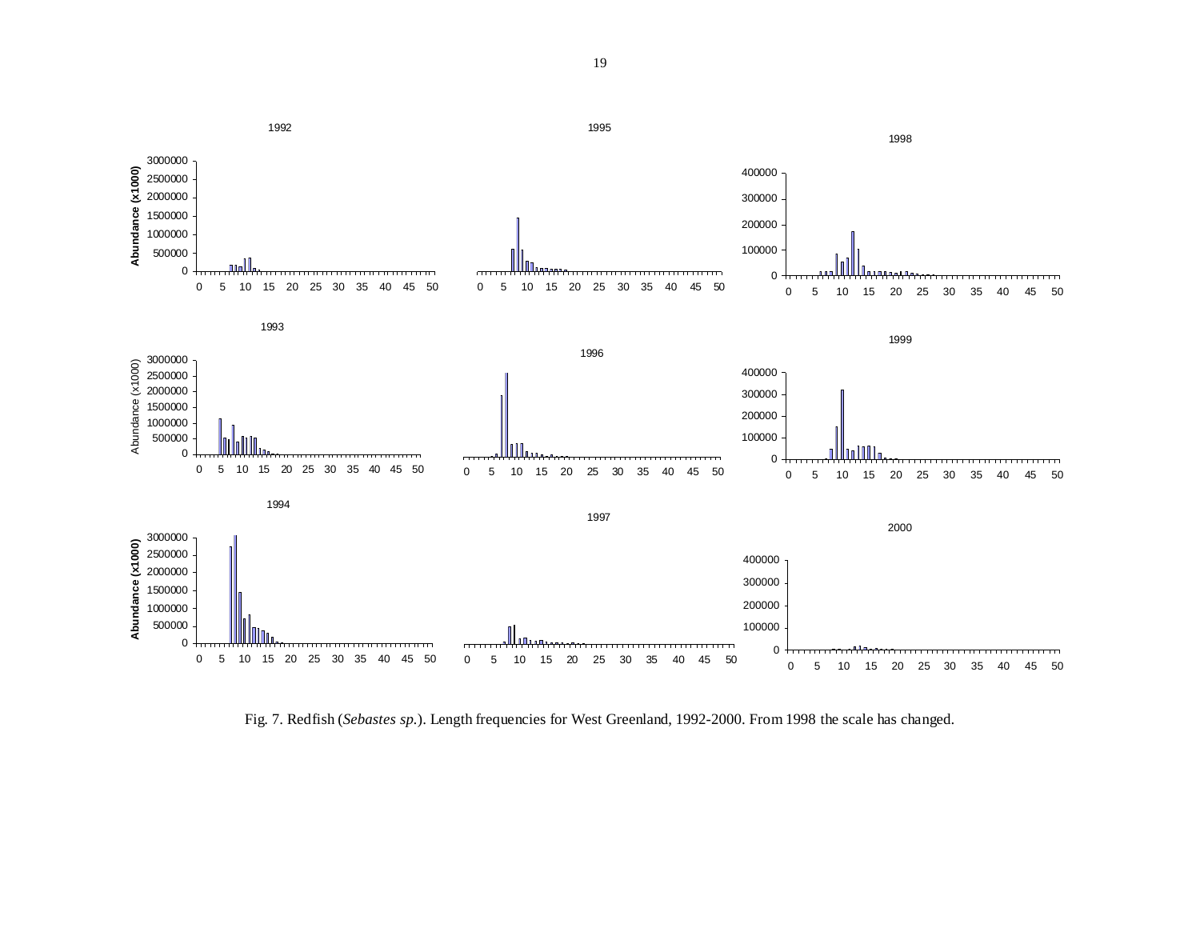Fig. 7. Redfish (*Sebastes sp.*). Length frequencies for West Greenland, 1992-2000. From 1998 the scale has changed.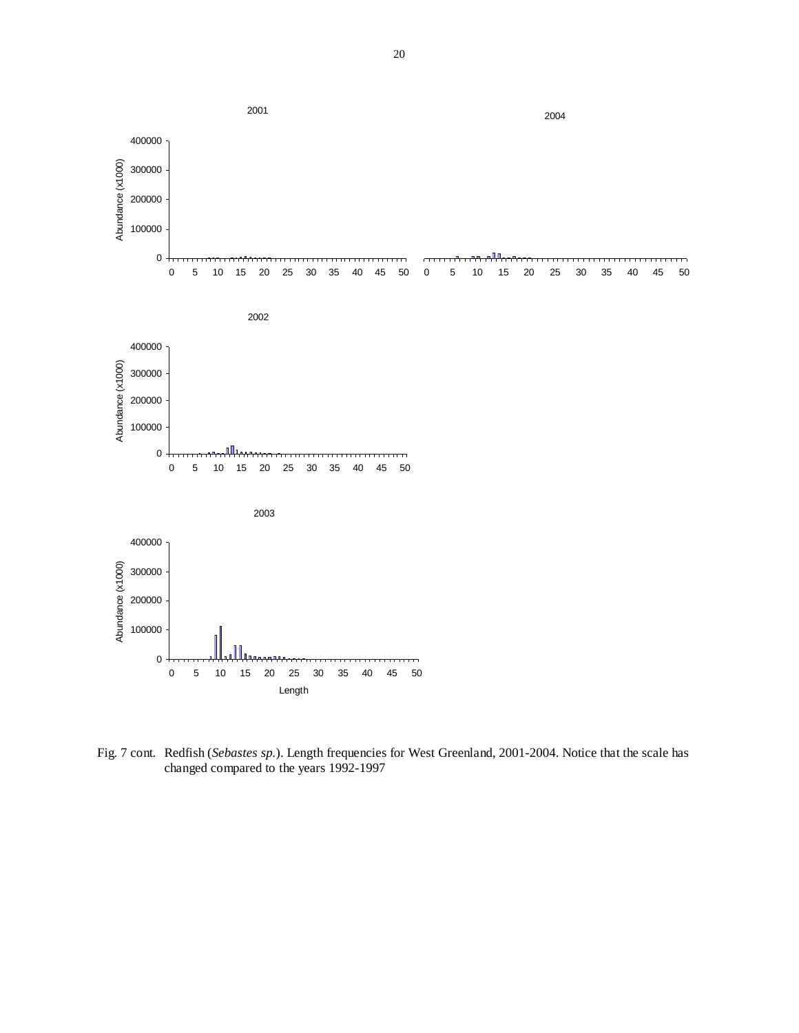Fig. 7 cont. Redfish (*Sebastes sp.*). Length frequencies for West Greenland, 2001-2004. Notice that the scale has changed compared to the years 1992-1997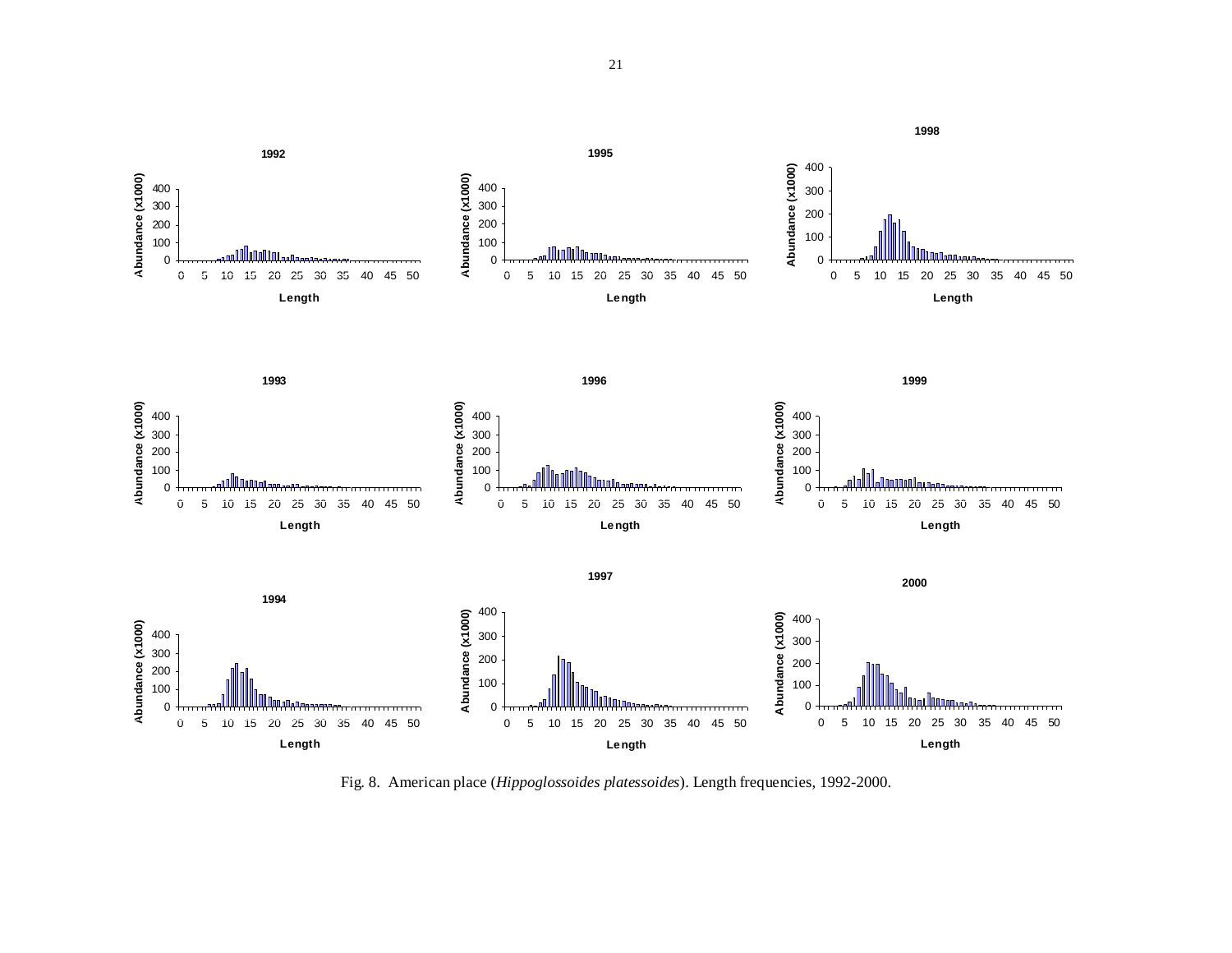Fig. 8. American place (*Hippoglossoides platessoides*). Length frequencies, 1992-2000.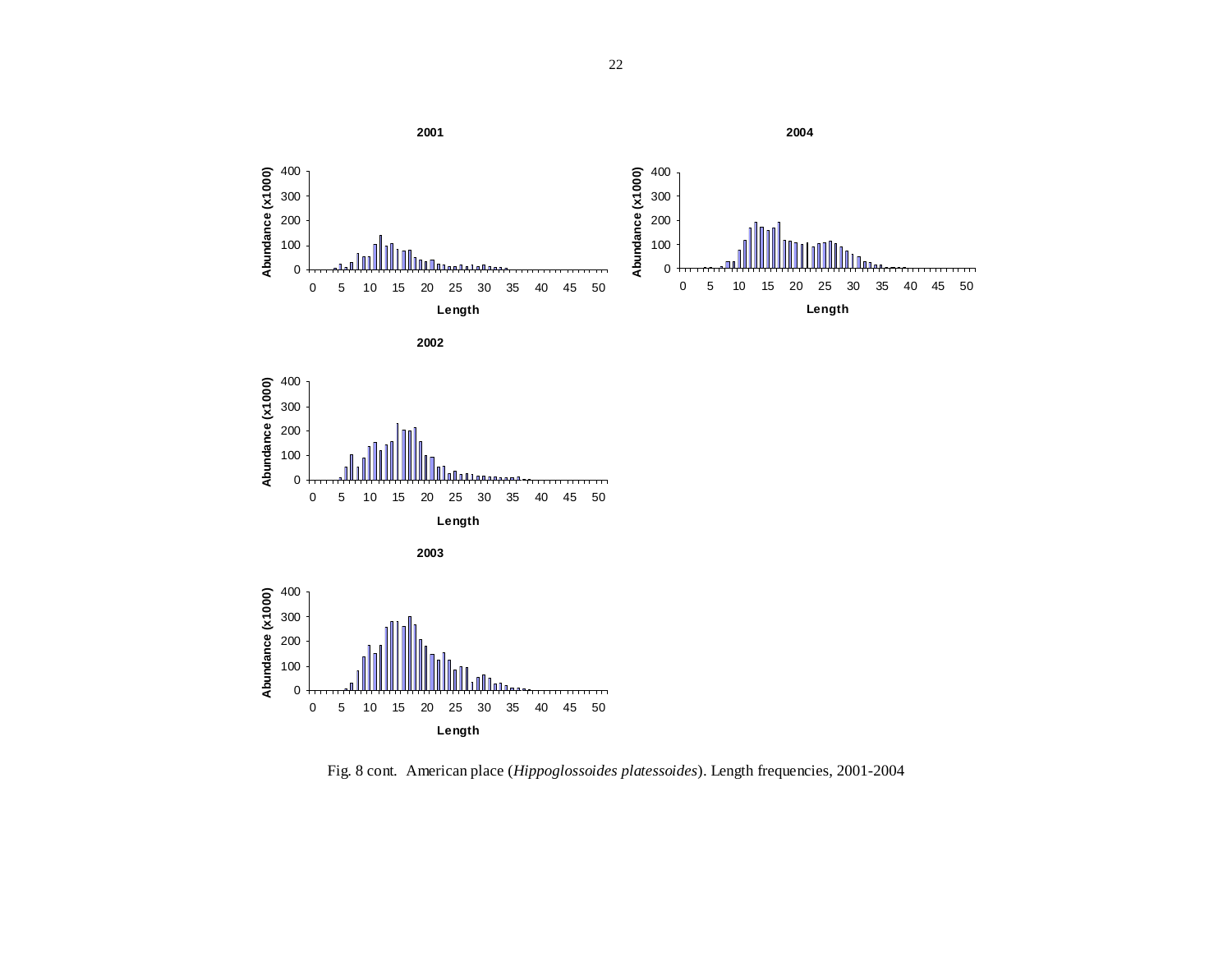Fig. 8 cont. American place (*Hippoglossoides platessoides*). Length frequencies, 2001-2004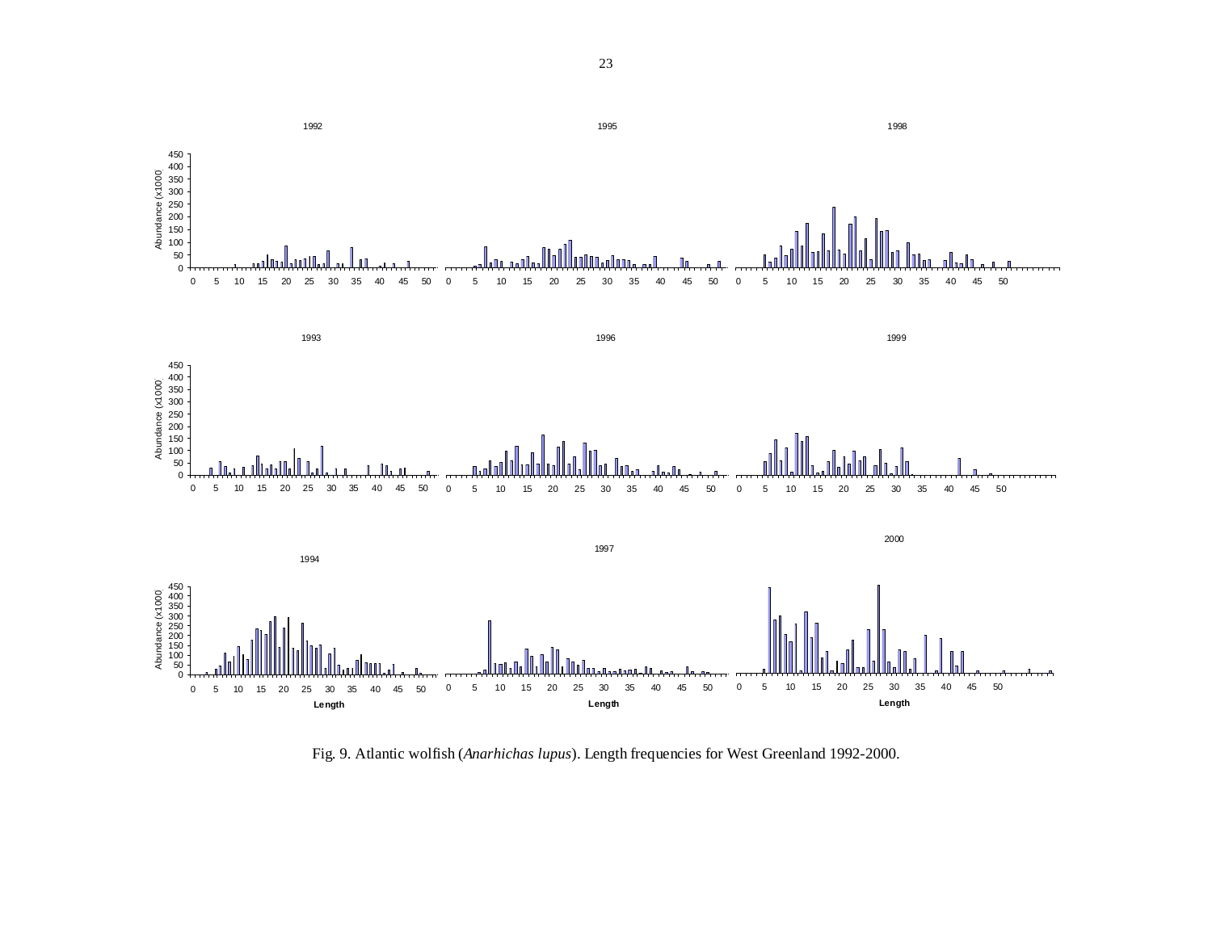Fig. 9. Atlantic wolfish (*Anarhichas lupus*). Length frequencies for West Greenland 1992-2000.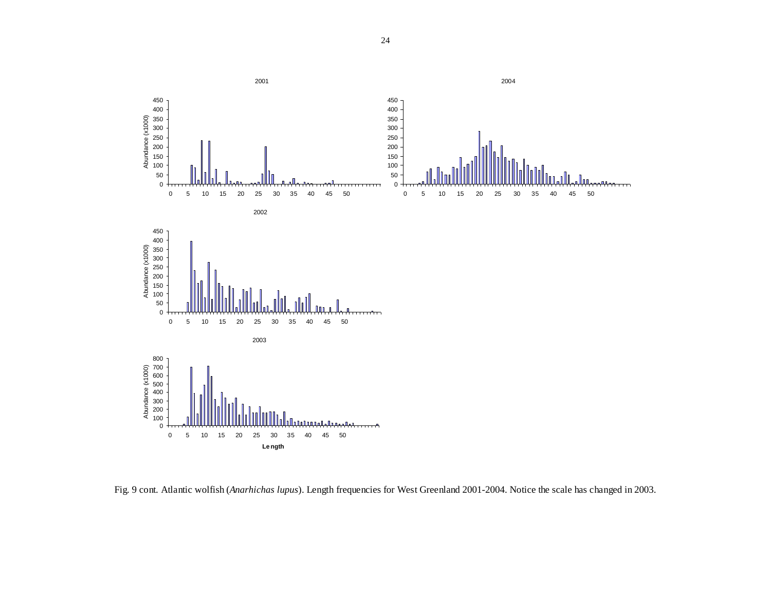Fig. 9 cont. Atlantic wolfish (*Anarhichas lupus*). Length frequencies for West Greenland 2001-2004. Notice the scale has changed in 2003.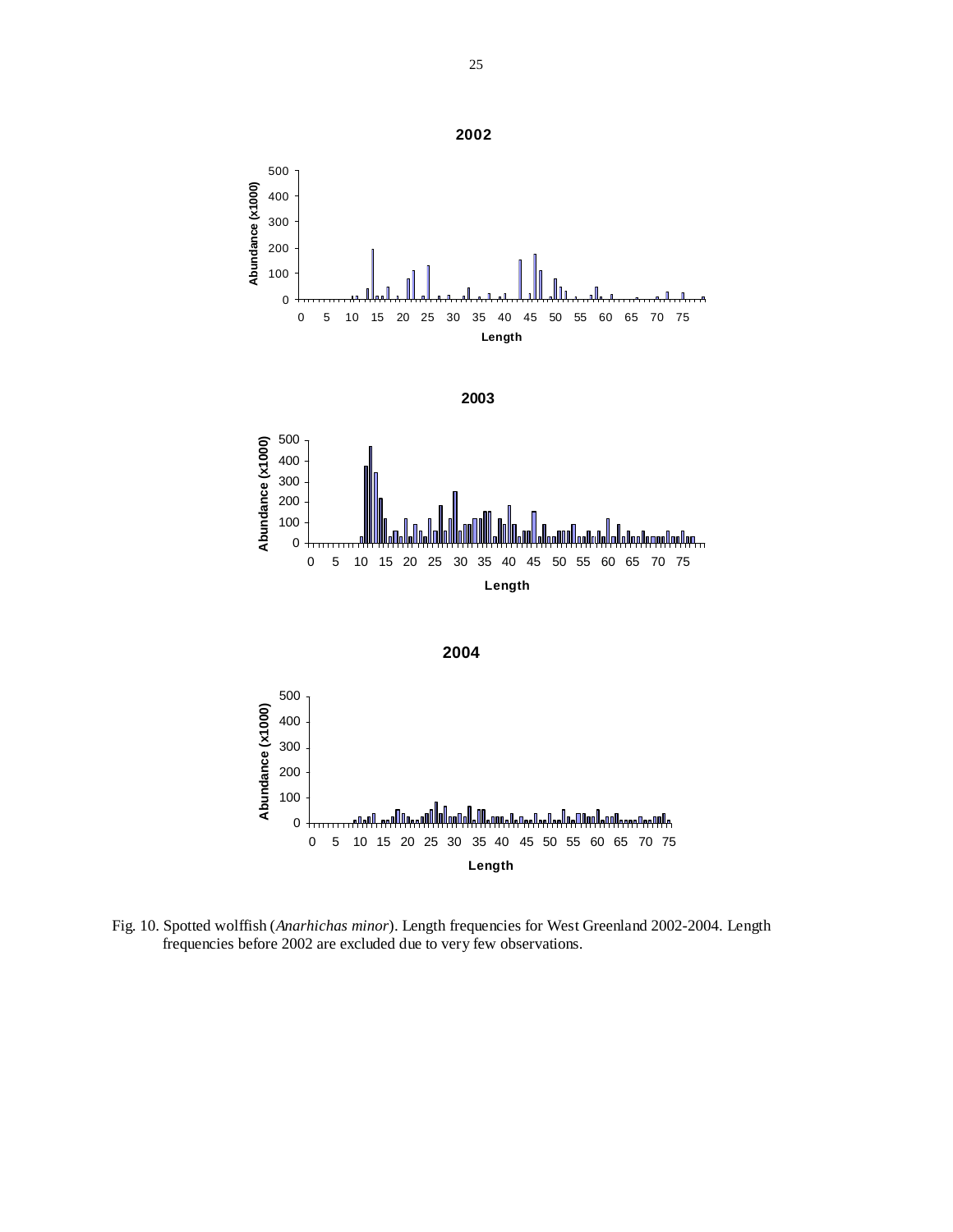Fig. 10. Spotted wolffish (*Anarhichas minor*). Length frequencies for West Greenland 2002-2004. Length frequencies before 2002 are excluded due to very few observations.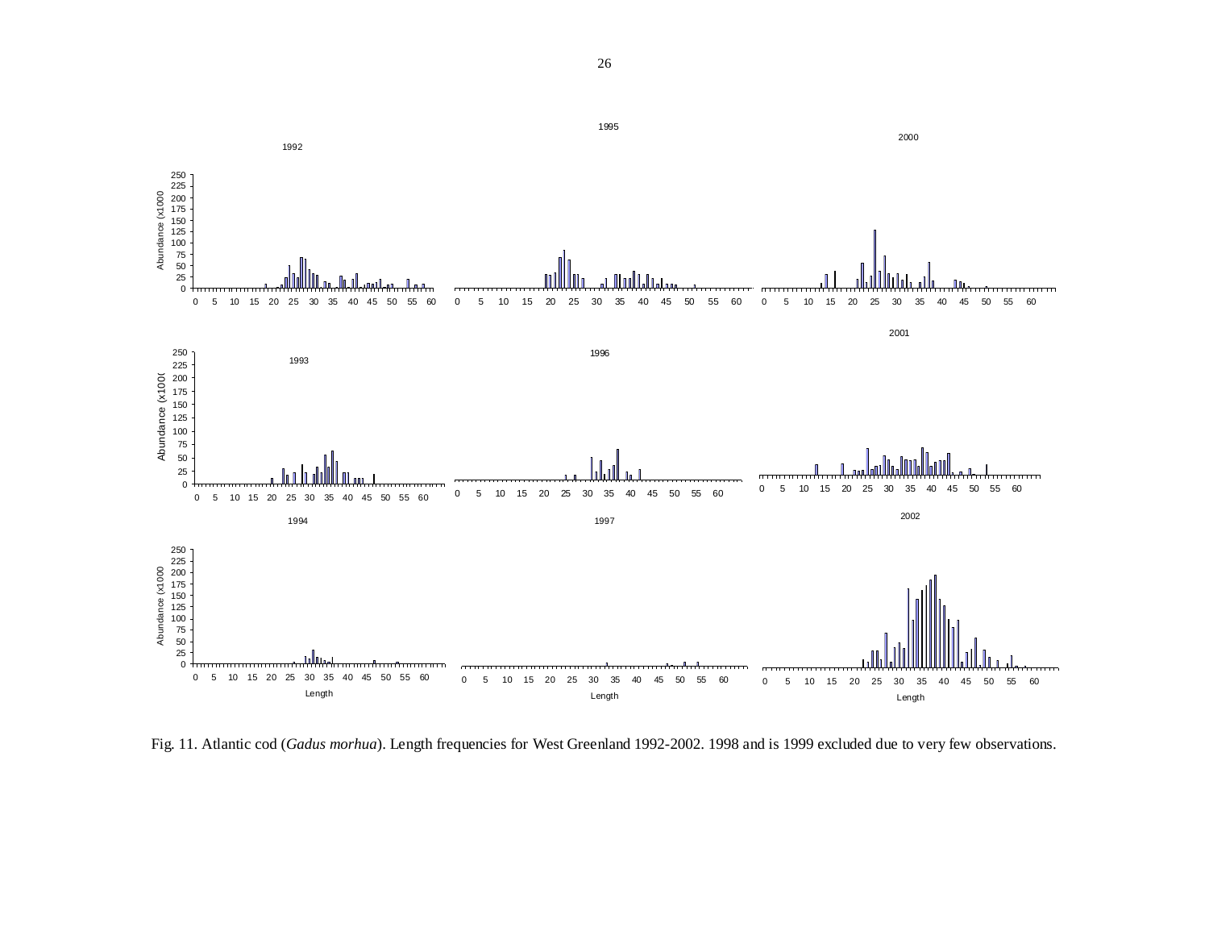Fig. 11. Atlantic cod (*Gadus morhua*). Length frequencies for West Greenland 1992-2002. 1998 and is 1999 excluded due to very few observations.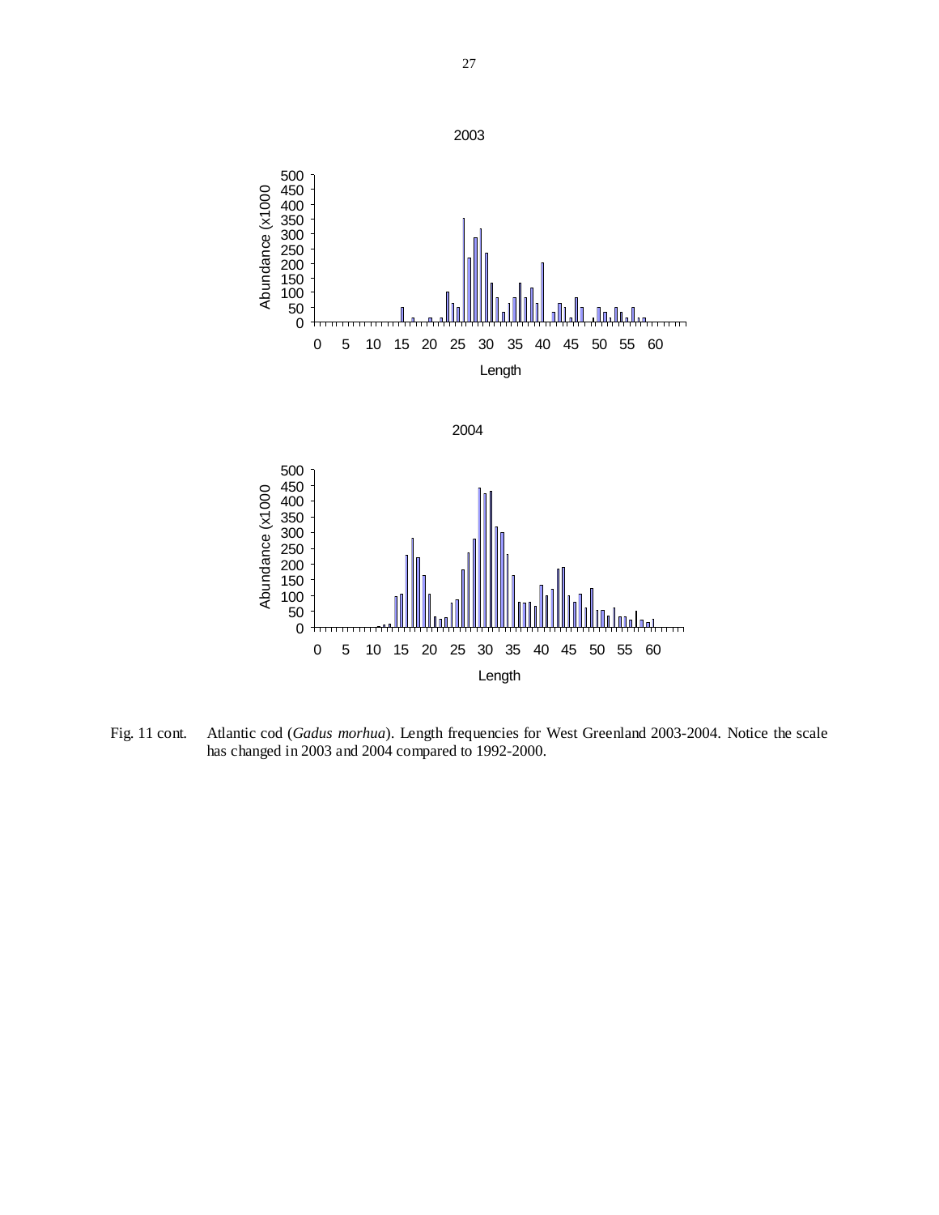2003

Abundance (x1000

500
450
400
350
300
250
200
150
100
50
0

0 5 10 15 20 25 30 35 40 45 50 55 60

Length

2004

Abundance (x1000

500
450
400
350
300
250
200
150
100
50
0

0 5 10 15 20 25 30 35 40 45 50 55 60

Length

Fig. 11 cont. Atlantic cod (*Gadus morhua*). Length frequencies for West Greenland 2003-2004. Notice the scale has changed in 2003 and 2004 compared to 1992-2000.